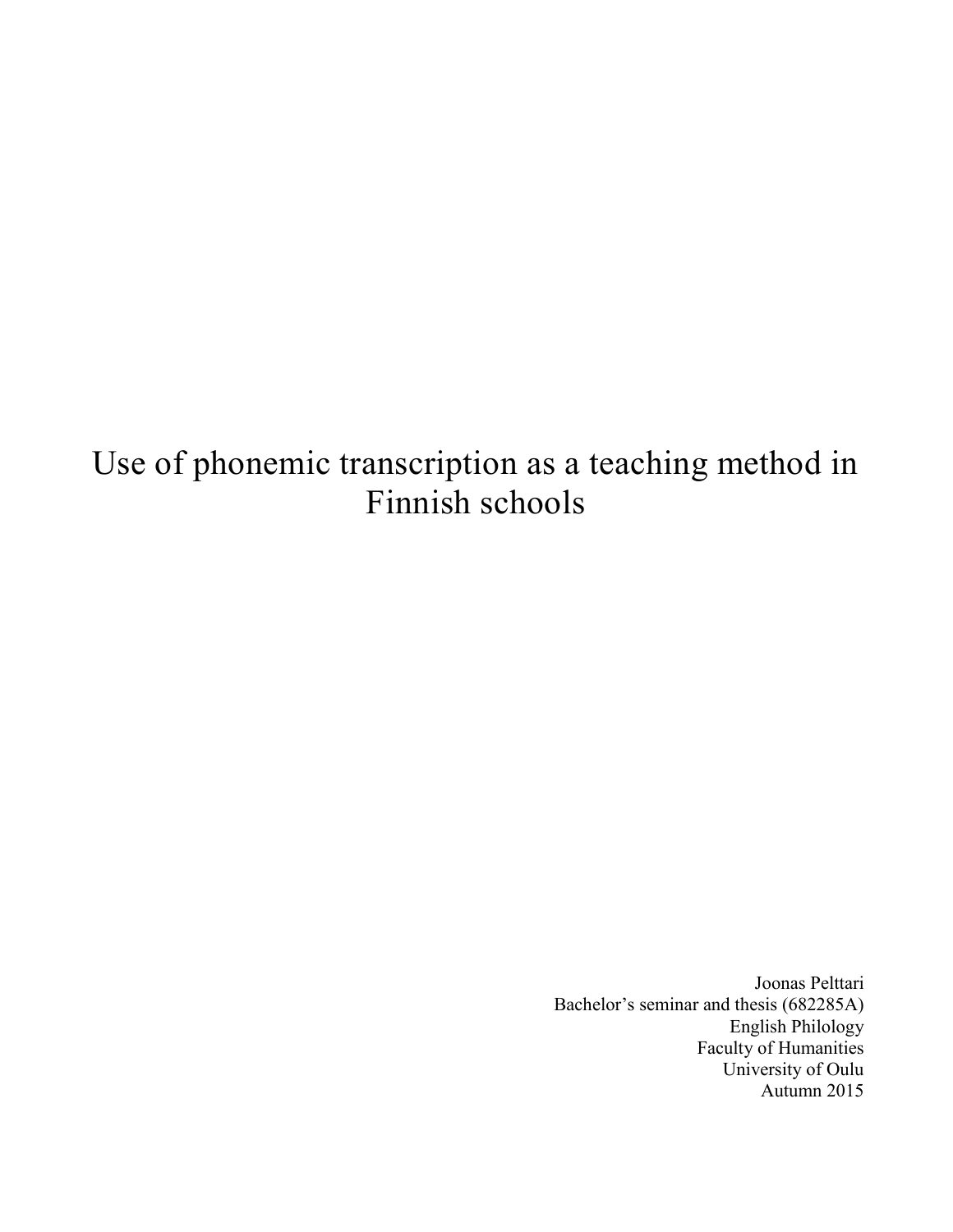# Use of phonemic transcription as a teaching method in Finnish schools

Joonas Pelttari  
Bachelor's seminar and thesis (682285A)  
English Philology  
Faculty of Humanities  
University of Oulu  
Autumn 2015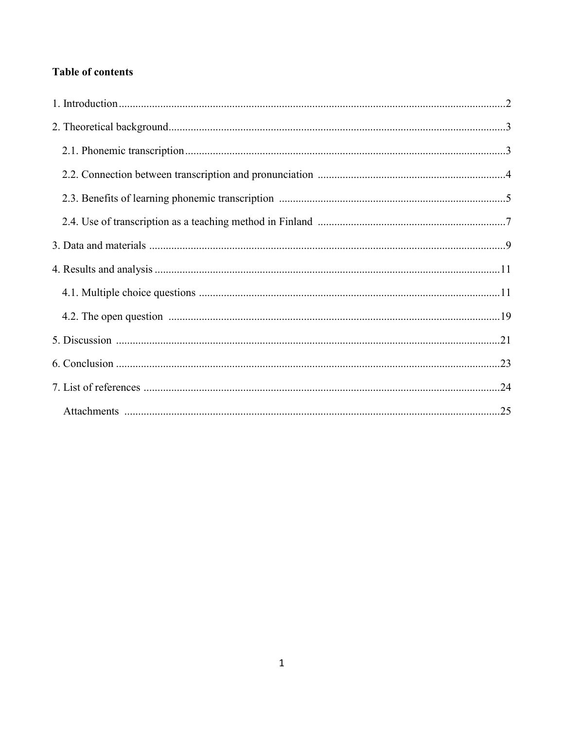**Table of contents**

1. Introduction ... 2

2. Theoretical background ... 3

   2.1. Phonemic transcription ... 3

   2.2. Connection between transcription and pronunciation ... 4

   2.3. Benefits of learning phonemic transcription ... 5

   2.4. Use of transcription as a teaching method in Finland ... 7

3. Data and materials ... 9

4. Results and analysis ... 11

   4.1. Multiple choice questions ... 11

   4.2. The open question ... 19

5. Discussion ... 21

6. Conclusion ... 23

7. List of references ... 24

   Attachments ... 25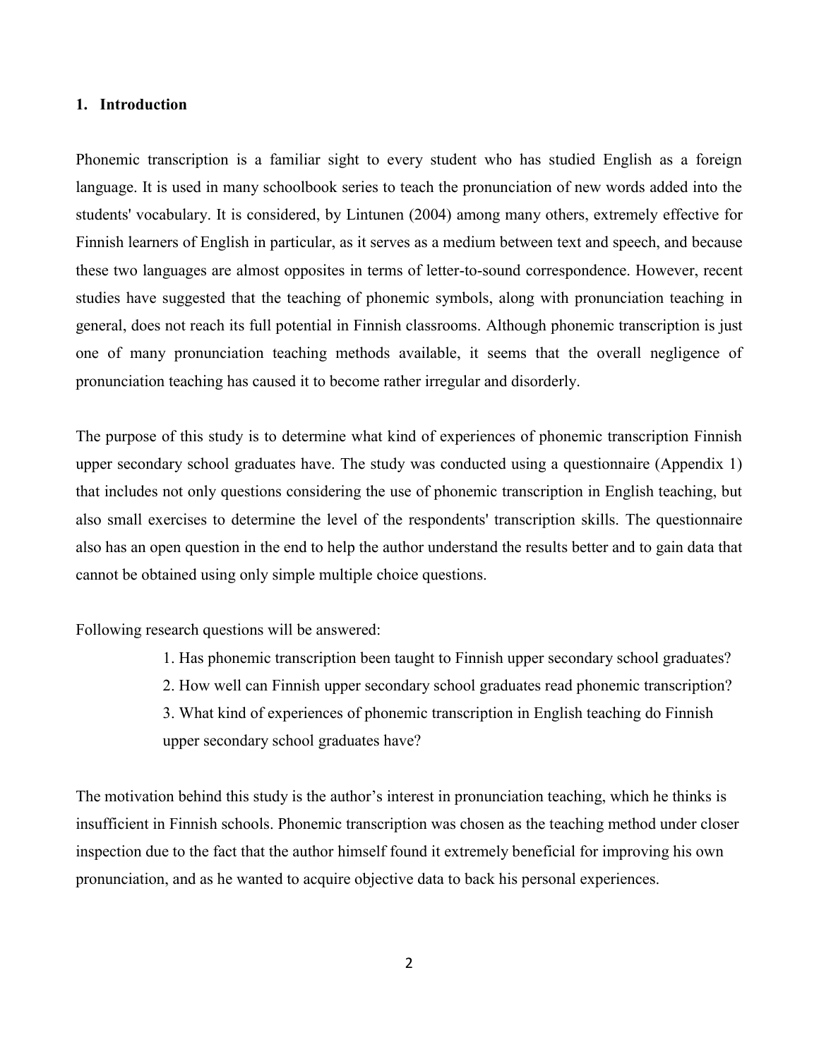# 1. Introduction

Phonemic transcription is a familiar sight to every student who has studied English as a foreign language. It is used in many schoolbook series to teach the pronunciation of new words added into the students' vocabulary. It is considered, by Lintunen (2004) among many others, extremely effective for Finnish learners of English in particular, as it serves as a medium between text and speech, and because these two languages are almost opposites in terms of letter-to-sound correspondence. However, recent studies have suggested that the teaching of phonemic symbols, along with pronunciation teaching in general, does not reach its full potential in Finnish classrooms. Although phonemic transcription is just one of many pronunciation teaching methods available, it seems that the overall negligence of pronunciation teaching has caused it to become rather irregular and disorderly.

The purpose of this study is to determine what kind of experiences of phonemic transcription Finnish upper secondary school graduates have. The study was conducted using a questionnaire (Appendix 1) that includes not only questions considering the use of phonemic transcription in English teaching, but also small exercises to determine the level of the respondents' transcription skills. The questionnaire also has an open question in the end to help the author understand the results better and to gain data that cannot be obtained using only simple multiple choice questions.

Following research questions will be answered:

1. Has phonemic transcription been taught to Finnish upper secondary school graduates?
2. How well can Finnish upper secondary school graduates read phonemic transcription?
3. What kind of experiences of phonemic transcription in English teaching do Finnish upper secondary school graduates have?

The motivation behind this study is the author's interest in pronunciation teaching, which he thinks is insufficient in Finnish schools. Phonemic transcription was chosen as the teaching method under closer inspection due to the fact that the author himself found it extremely beneficial for improving his own pronunciation, and as he wanted to acquire objective data to back his personal experiences.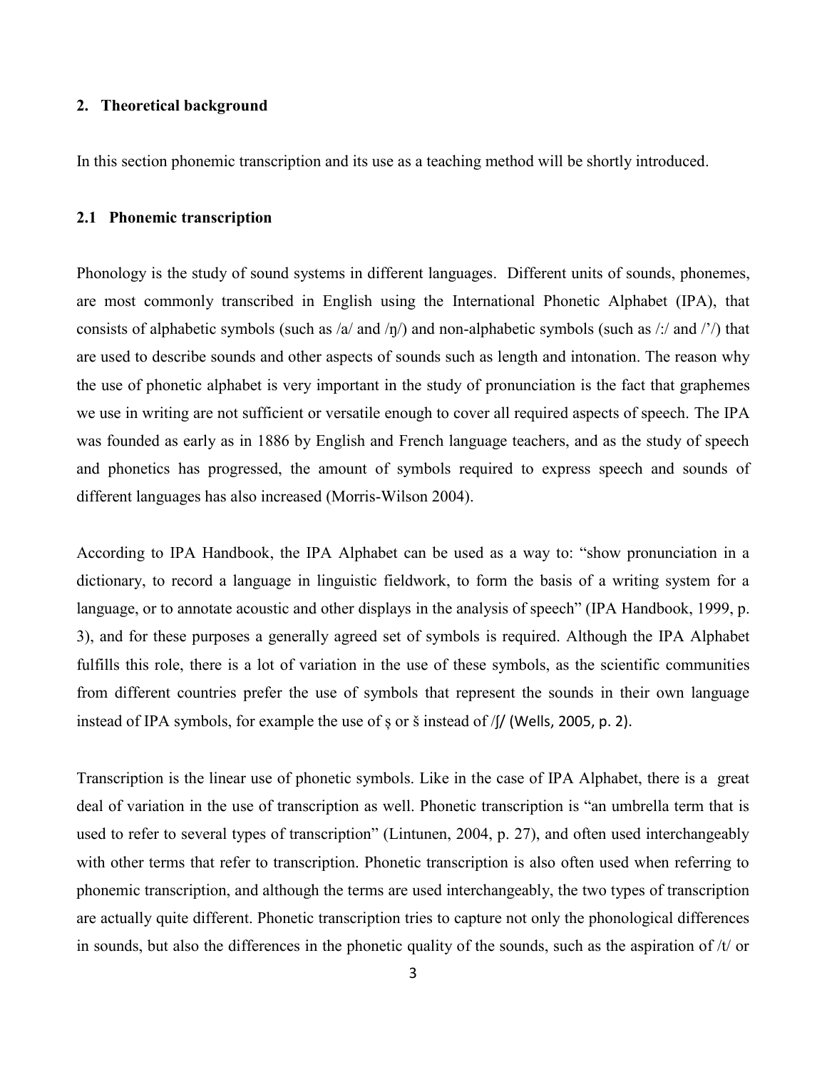## 2. Theoretical background

In this section phonemic transcription and its use as a teaching method will be shortly introduced.

### 2.1 Phonemic transcription

Phonology is the study of sound systems in different languages. Different units of sounds, phonemes, are most commonly transcribed in English using the International Phonetic Alphabet (IPA), that consists of alphabetic symbols (such as /a/ and /ŋ/) and non-alphabetic symbols (such as /:/ and /'/) that are used to describe sounds and other aspects of sounds such as length and intonation. The reason why the use of phonetic alphabet is very important in the study of pronunciation is the fact that graphemes we use in writing are not sufficient or versatile enough to cover all required aspects of speech. The IPA was founded as early as in 1886 by English and French language teachers, and as the study of speech and phonetics has progressed, the amount of symbols required to express speech and sounds of different languages has also increased (Morris-Wilson 2004).

According to IPA Handbook, the IPA Alphabet can be used as a way to: "show pronunciation in a dictionary, to record a language in linguistic fieldwork, to form the basis of a writing system for a language, or to annotate acoustic and other displays in the analysis of speech" (IPA Handbook, 1999, p. 3), and for these purposes a generally agreed set of symbols is required. Although the IPA Alphabet fulfills this role, there is a lot of variation in the use of these symbols, as the scientific communities from different countries prefer the use of symbols that represent the sounds in their own language instead of IPA symbols, for example the use of ș or š instead of /ʃ/ (Wells, 2005, p. 2).

Transcription is the linear use of phonetic symbols. Like in the case of IPA Alphabet, there is a great deal of variation in the use of transcription as well. Phonetic transcription is "an umbrella term that is used to refer to several types of transcription" (Lintunen, 2004, p. 27), and often used interchangeably with other terms that refer to transcription. Phonetic transcription is also often used when referring to phonemic transcription, and although the terms are used interchangeably, the two types of transcription are actually quite different. Phonetic transcription tries to capture not only the phonological differences in sounds, but also the differences in the phonetic quality of the sounds, such as the aspiration of /t/ or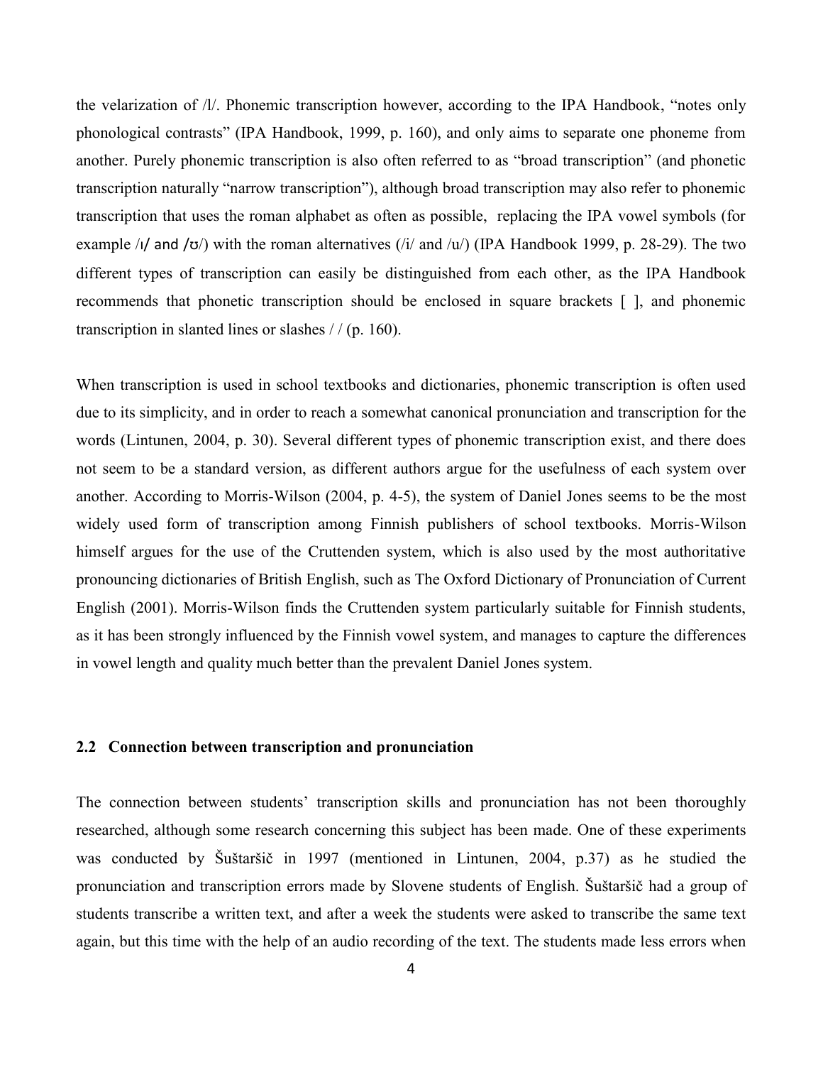the velarization of /l/. Phonemic transcription however, according to the IPA Handbook, "notes only phonological contrasts" (IPA Handbook, 1999, p. 160), and only aims to separate one phoneme from another. Purely phonemic transcription is also often referred to as "broad transcription" (and phonetic transcription naturally "narrow transcription"), although broad transcription may also refer to phonemic transcription that uses the roman alphabet as often as possible, replacing the IPA vowel symbols (for example /ɪ/ and /ʊ/) with the roman alternatives (/i/ and /u/) (IPA Handbook 1999, p. 28-29). The two different types of transcription can easily be distinguished from each other, as the IPA Handbook recommends that phonetic transcription should be enclosed in square brackets [ ], and phonemic transcription in slanted lines or slashes / / (p. 160).

When transcription is used in school textbooks and dictionaries, phonemic transcription is often used due to its simplicity, and in order to reach a somewhat canonical pronunciation and transcription for the words (Lintunen, 2004, p. 30). Several different types of phonemic transcription exist, and there does not seem to be a standard version, as different authors argue for the usefulness of each system over another. According to Morris-Wilson (2004, p. 4-5), the system of Daniel Jones seems to be the most widely used form of transcription among Finnish publishers of school textbooks. Morris-Wilson himself argues for the use of the Cruttenden system, which is also used by the most authoritative pronouncing dictionaries of British English, such as The Oxford Dictionary of Pronunciation of Current English (2001). Morris-Wilson finds the Cruttenden system particularly suitable for Finnish students, as it has been strongly influenced by the Finnish vowel system, and manages to capture the differences in vowel length and quality much better than the prevalent Daniel Jones system.

### 2.2 Connection between transcription and pronunciation

The connection between students' transcription skills and pronunciation has not been thoroughly researched, although some research concerning this subject has been made. One of these experiments was conducted by Šuštaršič in 1997 (mentioned in Lintunen, 2004, p.37) as he studied the pronunciation and transcription errors made by Slovene students of English. Šuštaršič had a group of students transcribe a written text, and after a week the students were asked to transcribe the same text again, but this time with the help of an audio recording of the text. The students made less errors when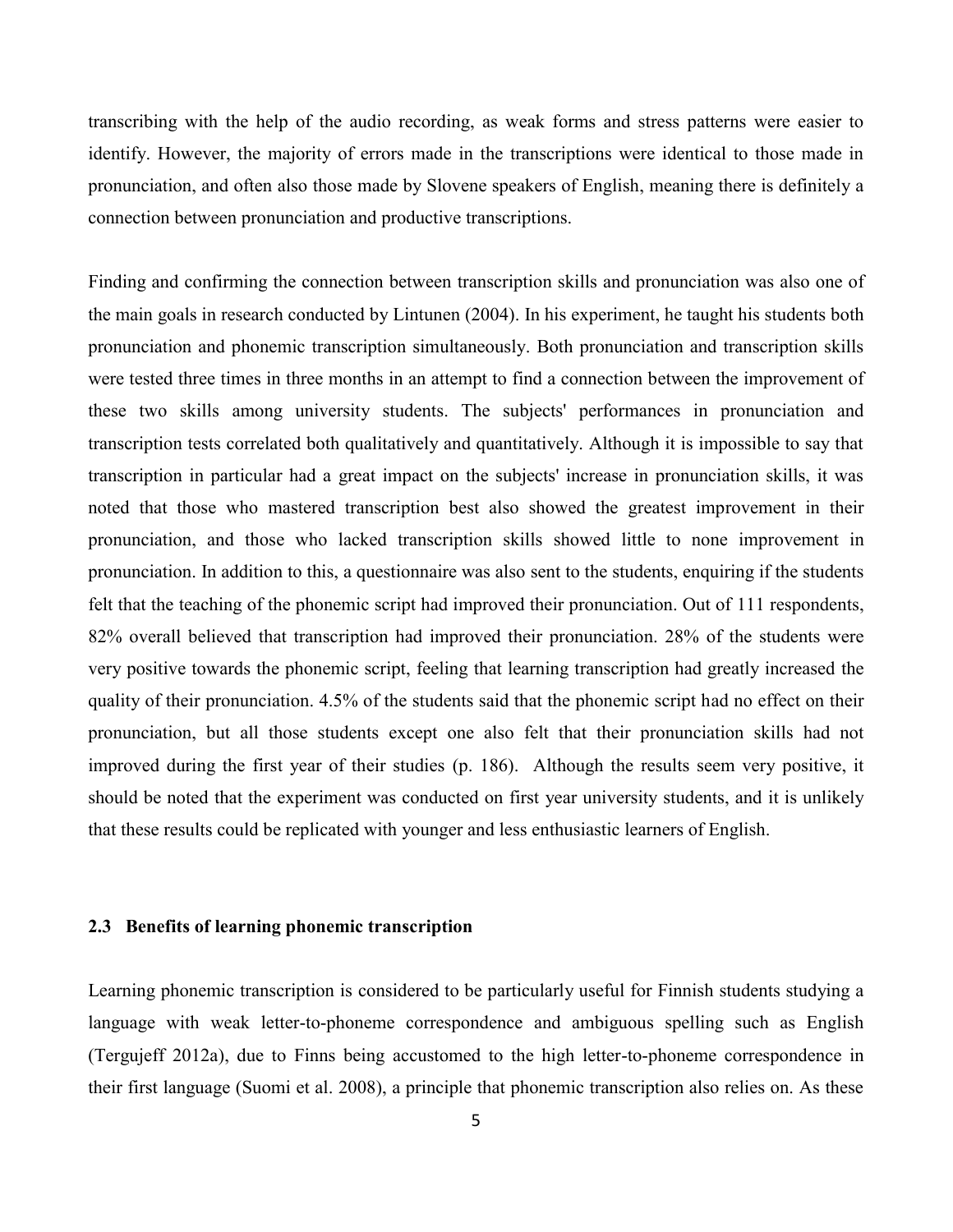transcribing with the help of the audio recording, as weak forms and stress patterns were easier to identify. However, the majority of errors made in the transcriptions were identical to those made in pronunciation, and often also those made by Slovene speakers of English, meaning there is definitely a connection between pronunciation and productive transcriptions.

Finding and confirming the connection between transcription skills and pronunciation was also one of the main goals in research conducted by Lintunen (2004). In his experiment, he taught his students both pronunciation and phonemic transcription simultaneously. Both pronunciation and transcription skills were tested three times in three months in an attempt to find a connection between the improvement of these two skills among university students. The subjects' performances in pronunciation and transcription tests correlated both qualitatively and quantitatively. Although it is impossible to say that transcription in particular had a great impact on the subjects' increase in pronunciation skills, it was noted that those who mastered transcription best also showed the greatest improvement in their pronunciation, and those who lacked transcription skills showed little to none improvement in pronunciation. In addition to this, a questionnaire was also sent to the students, enquiring if the students felt that the teaching of the phonemic script had improved their pronunciation. Out of 111 respondents, 82% overall believed that transcription had improved their pronunciation. 28% of the students were very positive towards the phonemic script, feeling that learning transcription had greatly increased the quality of their pronunciation. 4.5% of the students said that the phonemic script had no effect on their pronunciation, but all those students except one also felt that their pronunciation skills had not improved during the first year of their studies (p. 186). Although the results seem very positive, it should be noted that the experiment was conducted on first year university students, and it is unlikely that these results could be replicated with younger and less enthusiastic learners of English.

### 2.3 Benefits of learning phonemic transcription

Learning phonemic transcription is considered to be particularly useful for Finnish students studying a language with weak letter-to-phoneme correspondence and ambiguous spelling such as English (Tergujeff 2012a), due to Finns being accustomed to the high letter-to-phoneme correspondence in their first language (Suomi et al. 2008), a principle that phonemic transcription also relies on. As these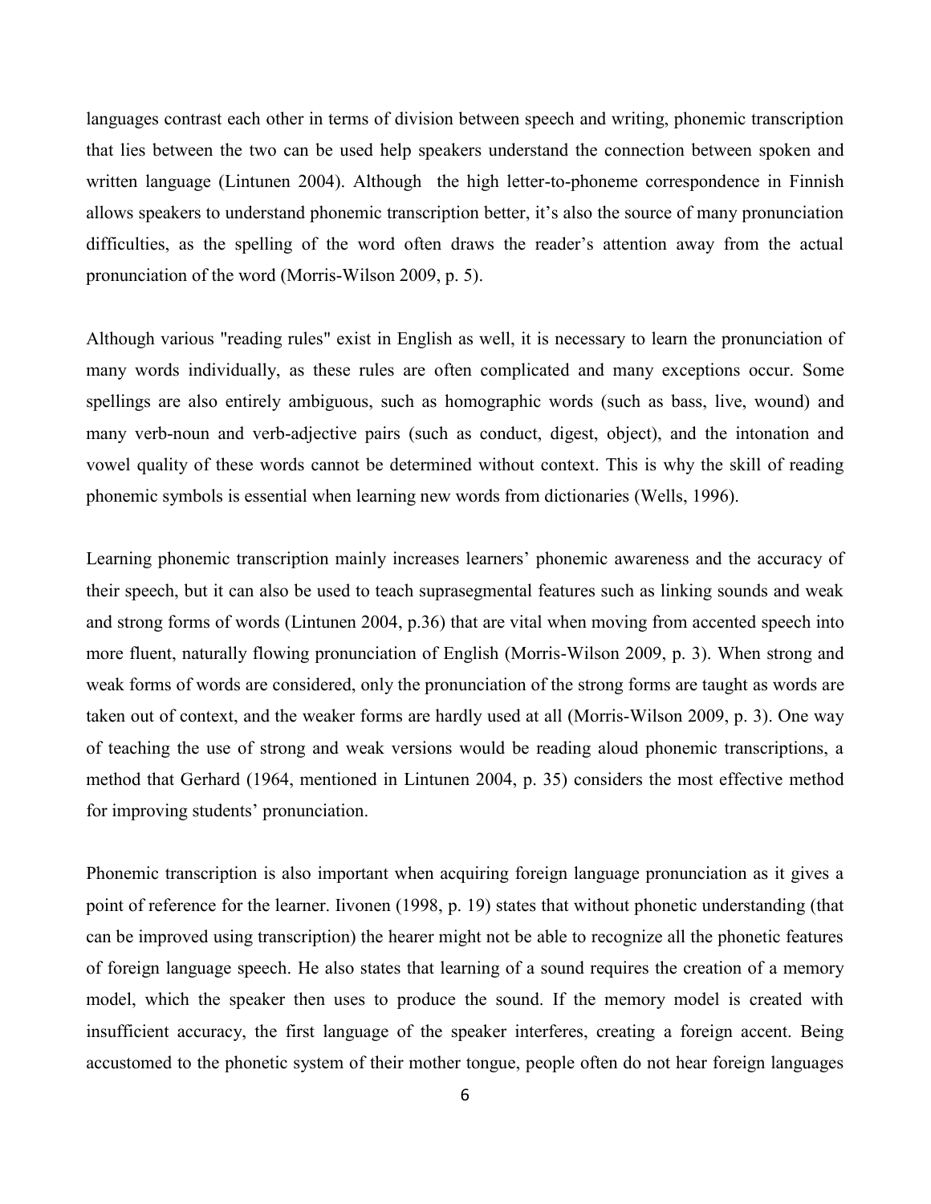languages contrast each other in terms of division between speech and writing, phonemic transcription that lies between the two can be used help speakers understand the connection between spoken and written language (Lintunen 2004). Although  the high letter-to-phoneme correspondence in Finnish allows speakers to understand phonemic transcription better, it's also the source of many pronunciation difficulties, as the spelling of the word often draws the reader's attention away from the actual pronunciation of the word (Morris-Wilson 2009, p. 5).

Although various "reading rules" exist in English as well, it is necessary to learn the pronunciation of many words individually, as these rules are often complicated and many exceptions occur. Some spellings are also entirely ambiguous, such as homographic words (such as bass, live, wound) and many verb-noun and verb-adjective pairs (such as conduct, digest, object), and the intonation and vowel quality of these words cannot be determined without context. This is why the skill of reading phonemic symbols is essential when learning new words from dictionaries (Wells, 1996).

Learning phonemic transcription mainly increases learners' phonemic awareness and the accuracy of their speech, but it can also be used to teach suprasegmental features such as linking sounds and weak and strong forms of words (Lintunen 2004, p.36) that are vital when moving from accented speech into more fluent, naturally flowing pronunciation of English (Morris-Wilson 2009, p. 3). When strong and weak forms of words are considered, only the pronunciation of the strong forms are taught as words are taken out of context, and the weaker forms are hardly used at all (Morris-Wilson 2009, p. 3). One way of teaching the use of strong and weak versions would be reading aloud phonemic transcriptions, a method that Gerhard (1964, mentioned in Lintunen 2004, p. 35) considers the most effective method for improving students' pronunciation.

Phonemic transcription is also important when acquiring foreign language pronunciation as it gives a point of reference for the learner. Iivonen (1998, p. 19) states that without phonetic understanding (that can be improved using transcription) the hearer might not be able to recognize all the phonetic features of foreign language speech. He also states that learning of a sound requires the creation of a memory model, which the speaker then uses to produce the sound. If the memory model is created with insufficient accuracy, the first language of the speaker interferes, creating a foreign accent. Being accustomed to the phonetic system of their mother tongue, people often do not hear foreign languages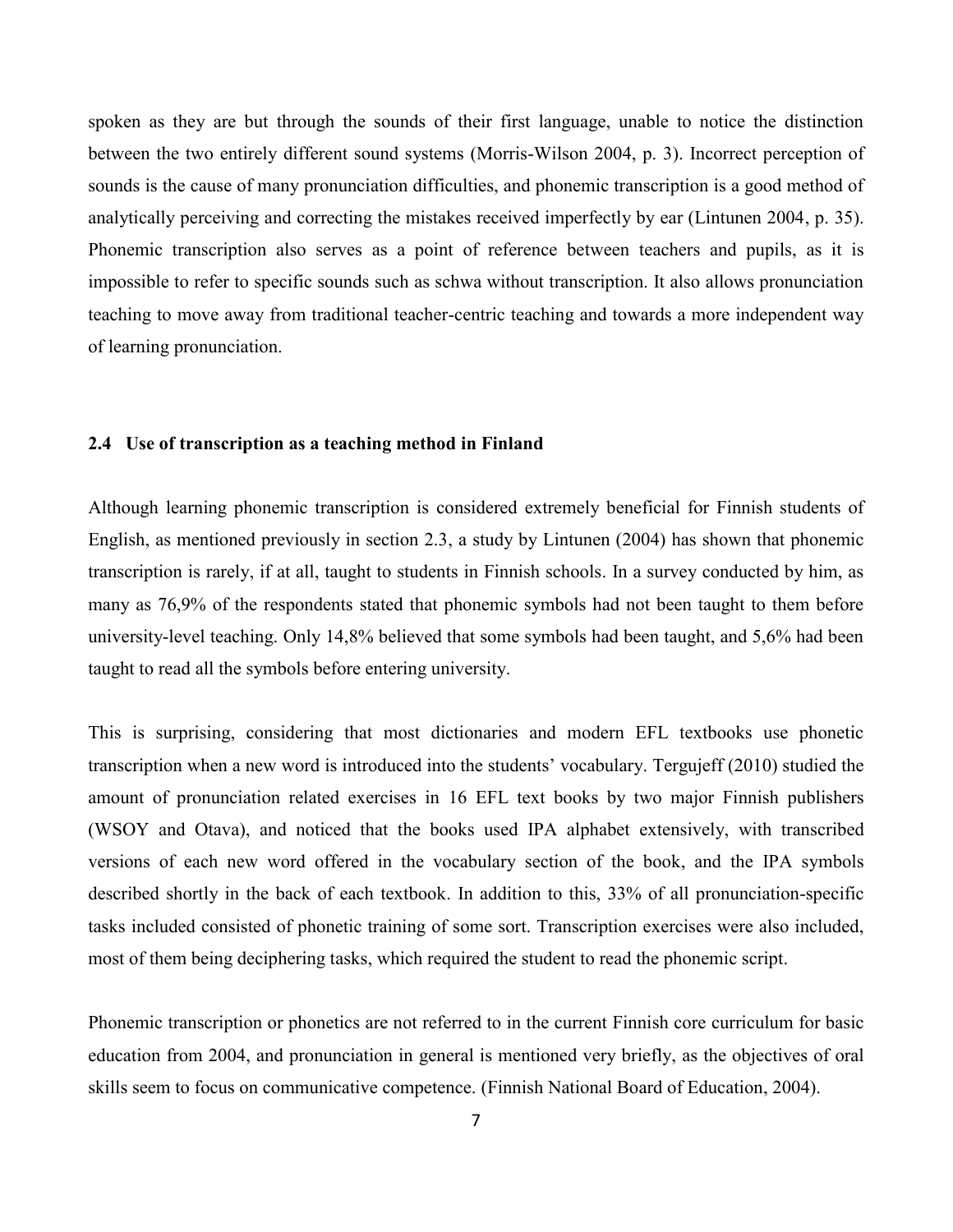spoken as they are but through the sounds of their first language, unable to notice the distinction between the two entirely different sound systems (Morris-Wilson 2004, p. 3). Incorrect perception of sounds is the cause of many pronunciation difficulties, and phonemic transcription is a good method of analytically perceiving and correcting the mistakes received imperfectly by ear (Lintunen 2004, p. 35). Phonemic transcription also serves as a point of reference between teachers and pupils, as it is impossible to refer to specific sounds such as schwa without transcription. It also allows pronunciation teaching to move away from traditional teacher-centric teaching and towards a more independent way of learning pronunciation.

### 2.4 Use of transcription as a teaching method in Finland

Although learning phonemic transcription is considered extremely beneficial for Finnish students of English, as mentioned previously in section 2.3, a study by Lintunen (2004) has shown that phonemic transcription is rarely, if at all, taught to students in Finnish schools. In a survey conducted by him, as many as 76,9% of the respondents stated that phonemic symbols had not been taught to them before university-level teaching. Only 14,8% believed that some symbols had been taught, and 5,6% had been taught to read all the symbols before entering university.

This is surprising, considering that most dictionaries and modern EFL textbooks use phonetic transcription when a new word is introduced into the students' vocabulary. Tergujeff (2010) studied the amount of pronunciation related exercises in 16 EFL text books by two major Finnish publishers (WSOY and Otava), and noticed that the books used IPA alphabet extensively, with transcribed versions of each new word offered in the vocabulary section of the book, and the IPA symbols described shortly in the back of each textbook. In addition to this, 33% of all pronunciation-specific tasks included consisted of phonetic training of some sort. Transcription exercises were also included, most of them being deciphering tasks, which required the student to read the phonemic script.

Phonemic transcription or phonetics are not referred to in the current Finnish core curriculum for basic education from 2004, and pronunciation in general is mentioned very briefly, as the objectives of oral skills seem to focus on communicative competence. (Finnish National Board of Education, 2004).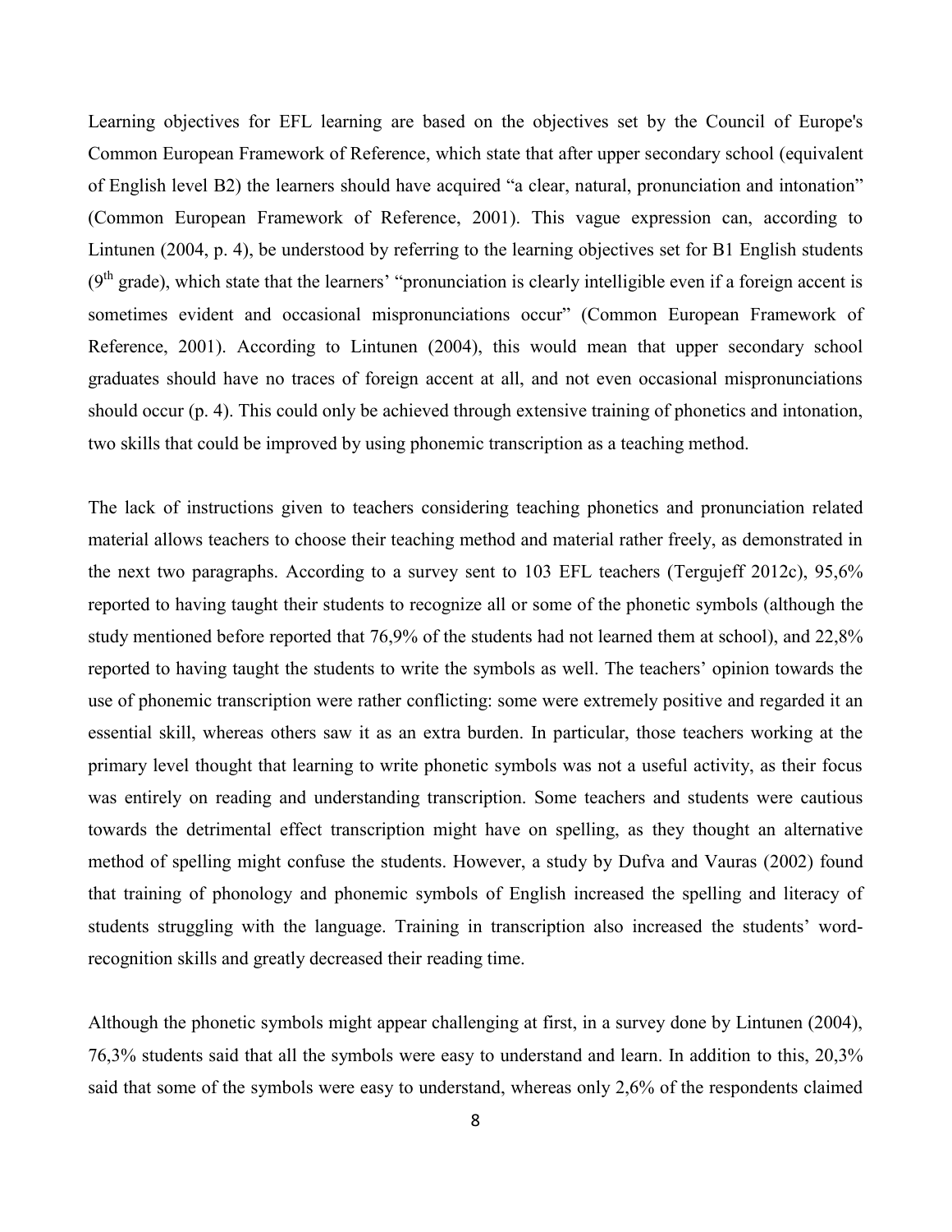Learning objectives for EFL learning are based on the objectives set by the Council of Europe's Common European Framework of Reference, which state that after upper secondary school (equivalent of English level B2) the learners should have acquired “a clear, natural, pronunciation and intonation” (Common European Framework of Reference, 2001). This vague expression can, according to Lintunen (2004, p. 4), be understood by referring to the learning objectives set for B1 English students (9th grade), which state that the learners’ “pronunciation is clearly intelligible even if a foreign accent is sometimes evident and occasional mispronunciations occur” (Common European Framework of Reference, 2001). According to Lintunen (2004), this would mean that upper secondary school graduates should have no traces of foreign accent at all, and not even occasional mispronunciations should occur (p. 4). This could only be achieved through extensive training of phonetics and intonation, two skills that could be improved by using phonemic transcription as a teaching method.

The lack of instructions given to teachers considering teaching phonetics and pronunciation related material allows teachers to choose their teaching method and material rather freely, as demonstrated in the next two paragraphs. According to a survey sent to 103 EFL teachers (Tergujeff 2012c), 95,6% reported to having taught their students to recognize all or some of the phonetic symbols (although the study mentioned before reported that 76,9% of the students had not learned them at school), and 22,8% reported to having taught the students to write the symbols as well. The teachers’ opinion towards the use of phonemic transcription were rather conflicting: some were extremely positive and regarded it an essential skill, whereas others saw it as an extra burden. In particular, those teachers working at the primary level thought that learning to write phonetic symbols was not a useful activity, as their focus was entirely on reading and understanding transcription. Some teachers and students were cautious towards the detrimental effect transcription might have on spelling, as they thought an alternative method of spelling might confuse the students. However, a study by Dufva and Vauras (2002) found that training of phonology and phonemic symbols of English increased the spelling and literacy of students struggling with the language. Training in transcription also increased the students’ word-recognition skills and greatly decreased their reading time.

Although the phonetic symbols might appear challenging at first, in a survey done by Lintunen (2004), 76,3% students said that all the symbols were easy to understand and learn. In addition to this, 20,3% said that some of the symbols were easy to understand, whereas only 2,6% of the respondents claimed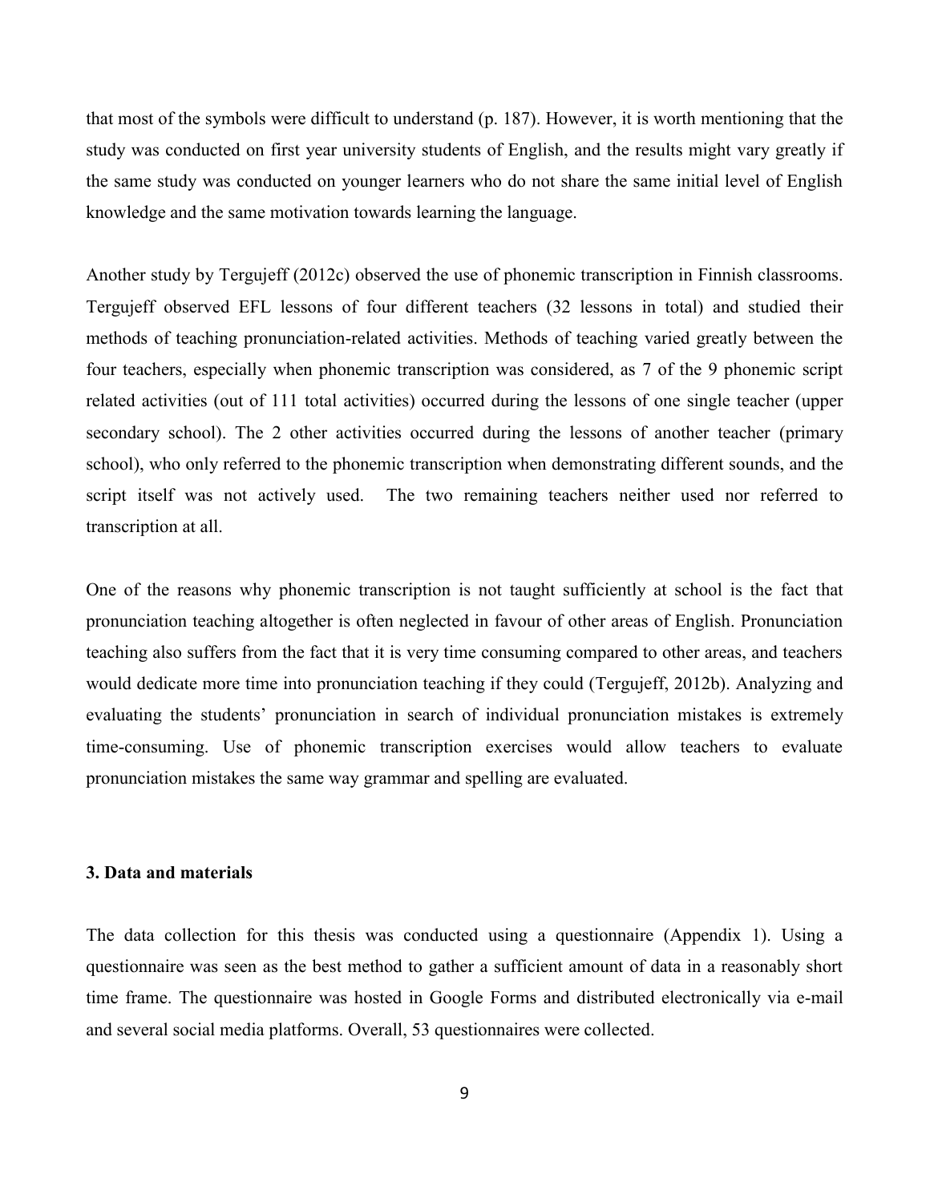that most of the symbols were difficult to understand (p. 187). However, it is worth mentioning that the study was conducted on first year university students of English, and the results might vary greatly if the same study was conducted on younger learners who do not share the same initial level of English knowledge and the same motivation towards learning the language.

Another study by Tergujeff (2012c) observed the use of phonemic transcription in Finnish classrooms. Tergujeff observed EFL lessons of four different teachers (32 lessons in total) and studied their methods of teaching pronunciation-related activities. Methods of teaching varied greatly between the four teachers, especially when phonemic transcription was considered, as 7 of the 9 phonemic script related activities (out of 111 total activities) occurred during the lessons of one single teacher (upper secondary school). The 2 other activities occurred during the lessons of another teacher (primary school), who only referred to the phonemic transcription when demonstrating different sounds, and the script itself was not actively used. The two remaining teachers neither used nor referred to transcription at all.

One of the reasons why phonemic transcription is not taught sufficiently at school is the fact that pronunciation teaching altogether is often neglected in favour of other areas of English. Pronunciation teaching also suffers from the fact that it is very time consuming compared to other areas, and teachers would dedicate more time into pronunciation teaching if they could (Tergujeff, 2012b). Analyzing and evaluating the students' pronunciation in search of individual pronunciation mistakes is extremely time-consuming. Use of phonemic transcription exercises would allow teachers to evaluate pronunciation mistakes the same way grammar and spelling are evaluated.

## 3. Data and materials

The data collection for this thesis was conducted using a questionnaire (Appendix 1). Using a questionnaire was seen as the best method to gather a sufficient amount of data in a reasonably short time frame. The questionnaire was hosted in Google Forms and distributed electronically via e-mail and several social media platforms. Overall, 53 questionnaires were collected.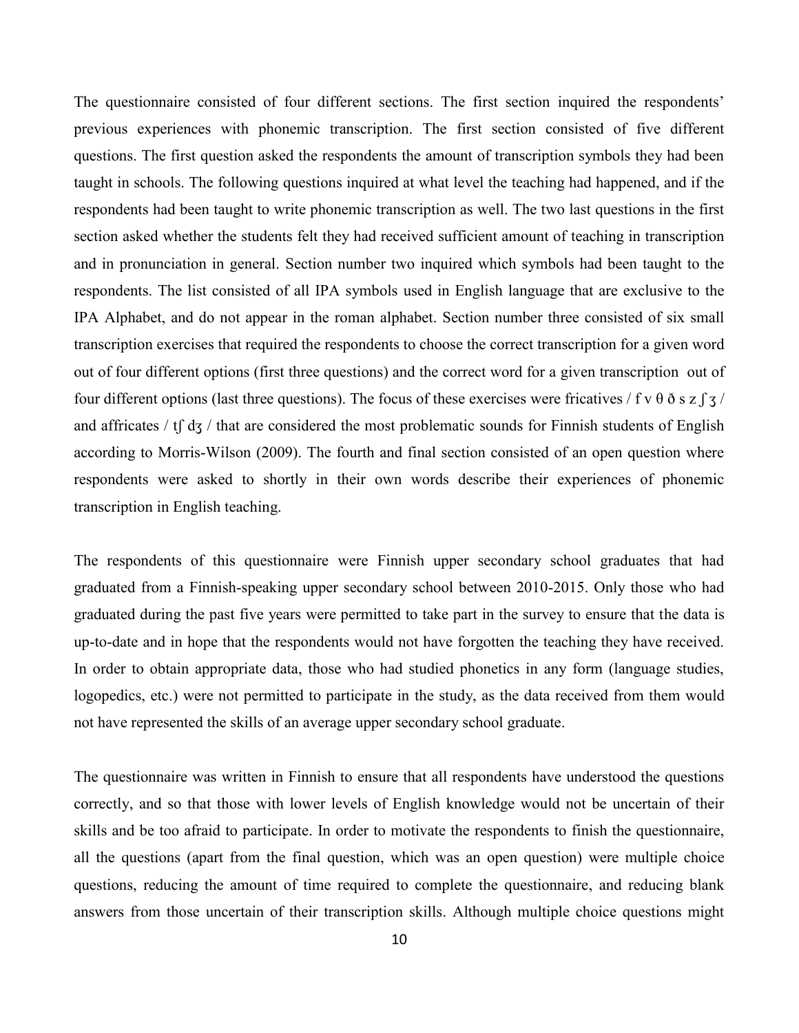The questionnaire consisted of four different sections. The first section inquired the respondents' previous experiences with phonemic transcription. The first section consisted of five different questions. The first question asked the respondents the amount of transcription symbols they had been taught in schools. The following questions inquired at what level the teaching had happened, and if the respondents had been taught to write phonemic transcription as well. The two last questions in the first section asked whether the students felt they had received sufficient amount of teaching in transcription and in pronunciation in general. Section number two inquired which symbols had been taught to the respondents. The list consisted of all IPA symbols used in English language that are exclusive to the IPA Alphabet, and do not appear in the roman alphabet. Section number three consisted of six small transcription exercises that required the respondents to choose the correct transcription for a given word out of four different options (first three questions) and the correct word for a given transcription out of four different options (last three questions). The focus of these exercises were fricatives / f v θ ð s z ʃ ʒ / and affricates / tʃ dʒ / that are considered the most problematic sounds for Finnish students of English according to Morris-Wilson (2009). The fourth and final section consisted of an open question where respondents were asked to shortly in their own words describe their experiences of phonemic transcription in English teaching.

The respondents of this questionnaire were Finnish upper secondary school graduates that had graduated from a Finnish-speaking upper secondary school between 2010-2015. Only those who had graduated during the past five years were permitted to take part in the survey to ensure that the data is up-to-date and in hope that the respondents would not have forgotten the teaching they have received. In order to obtain appropriate data, those who had studied phonetics in any form (language studies, logopedics, etc.) were not permitted to participate in the study, as the data received from them would not have represented the skills of an average upper secondary school graduate.

The questionnaire was written in Finnish to ensure that all respondents have understood the questions correctly, and so that those with lower levels of English knowledge would not be uncertain of their skills and be too afraid to participate. In order to motivate the respondents to finish the questionnaire, all the questions (apart from the final question, which was an open question) were multiple choice questions, reducing the amount of time required to complete the questionnaire, and reducing blank answers from those uncertain of their transcription skills. Although multiple choice questions might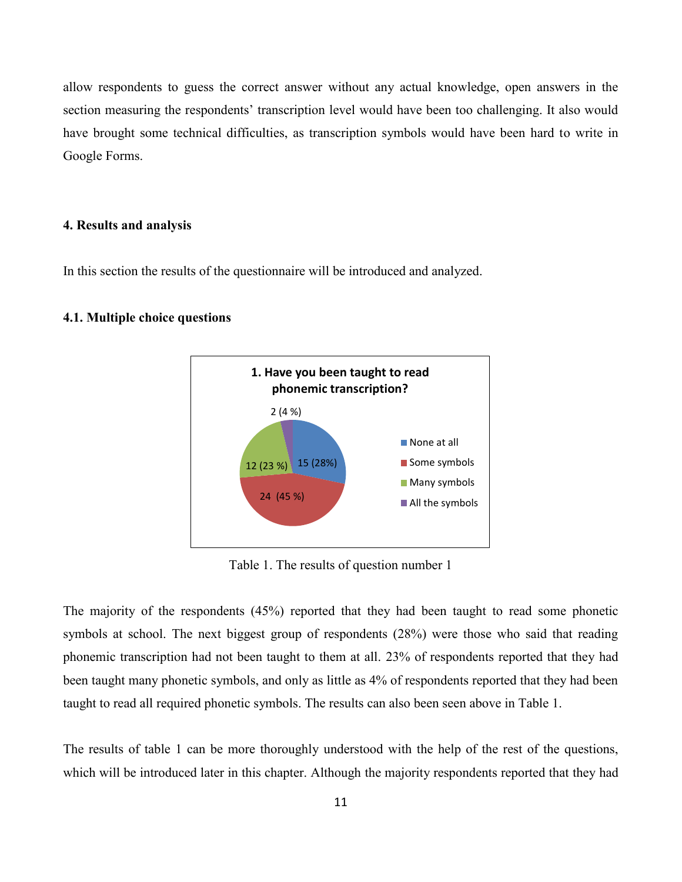allow respondents to guess the correct answer without any actual knowledge, open answers in the section measuring the respondents' transcription level would have been too challenging. It also would have brought some technical difficulties, as transcription symbols would have been hard to write in Google Forms.

## 4. Results and analysis

In this section the results of the questionnaire will be introduced and analyzed.

### 4.1. Multiple choice questions

1. Have you been taught to read phonemic transcription?

2 (4 %)

15 (28%)

12 (23 %)

24 (45 %)

None at all

Some symbols

Many symbols

All the symbols

Table 1. The results of question number 1

The majority of the respondents (45%) reported that they had been taught to read some phonetic symbols at school. The next biggest group of respondents (28%) were those who said that reading phonemic transcription had not been taught to them at all. 23% of respondents reported that they had been taught many phonetic symbols, and only as little as 4% of respondents reported that they had been taught to read all required phonetic symbols. The results can also been seen above in Table 1.

The results of table 1 can be more thoroughly understood with the help of the rest of the questions, which will be introduced later in this chapter. Although the majority respondents reported that they had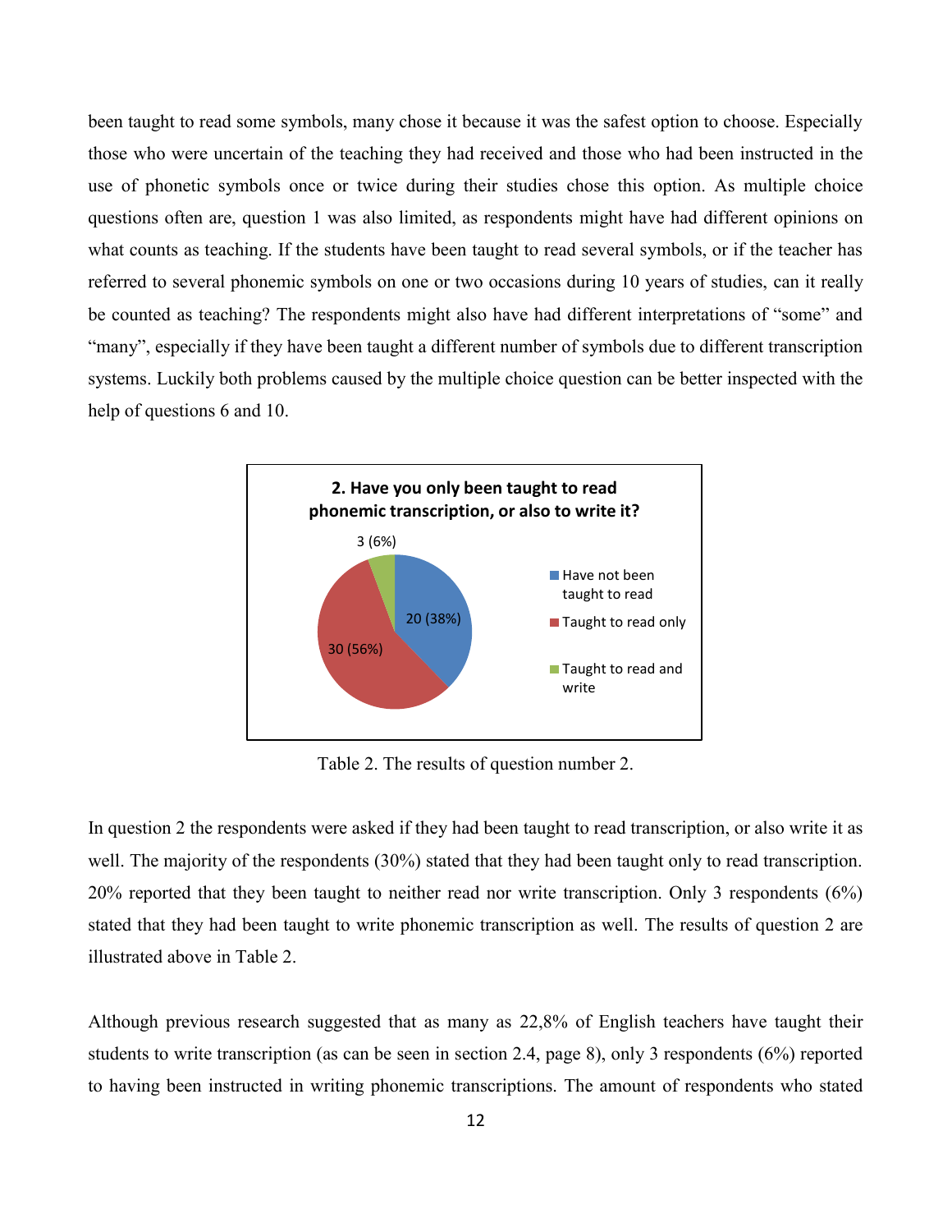been taught to read some symbols, many chose it because it was the safest option to choose. Especially those who were uncertain of the teaching they had received and those who had been instructed in the use of phonetic symbols once or twice during their studies chose this option. As multiple choice questions often are, question 1 was also limited, as respondents might have had different opinions on what counts as teaching. If the students have been taught to read several symbols, or if the teacher has referred to several phonemic symbols on one or two occasions during 10 years of studies, can it really be counted as teaching? The respondents might also have had different interpretations of "some" and "many", especially if they have been taught a different number of symbols due to different transcription systems. Luckily both problems caused by the multiple choice question can be better inspected with the help of questions 6 and 10.

**2. Have you only been taught to read phonemic transcription, or also to write it?**

3 (6%)
20 (38%)
30 (56%)

Have not been taught to read
Taught to read only
Taught to read and write

Table 2. The results of question number 2.

In question 2 the respondents were asked if they had been taught to read transcription, or also write it as well. The majority of the respondents (30%) stated that they had been taught only to read transcription. 20% reported that they been taught to neither read nor write transcription. Only 3 respondents (6%) stated that they had been taught to write phonemic transcription as well. The results of question 2 are illustrated above in Table 2.

Although previous research suggested that as many as 22,8% of English teachers have taught their students to write transcription (as can be seen in section 2.4, page 8), only 3 respondents (6%) reported to having been instructed in writing phonemic transcriptions. The amount of respondents who stated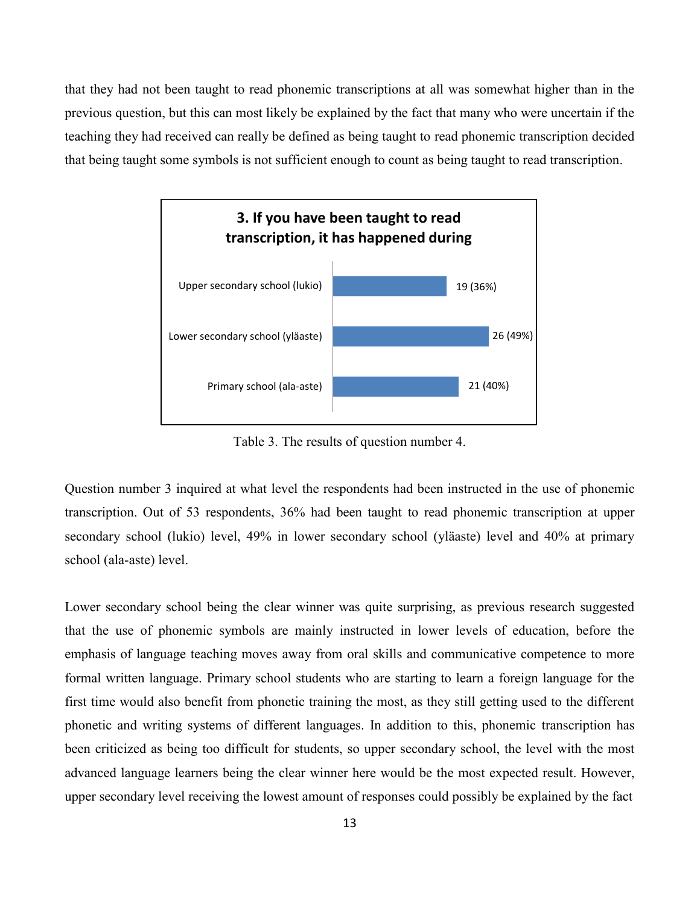that they had not been taught to read phonemic transcriptions at all was somewhat higher than in the previous question, but this can most likely be explained by the fact that many who were uncertain if the teaching they had received can really be defined as being taught to read phonemic transcription decided that being taught some symbols is not sufficient enough to count as being taught to read transcription.

**3. If you have been taught to read transcription, it has happened during**

Upper secondary school (lukio) 19 (36%)

Lower secondary school (yläaste) 26 (49%)

Primary school (ala-aste) 21 (40%)

Table 3. The results of question number 4.

Question number 3 inquired at what level the respondents had been instructed in the use of phonemic transcription. Out of 53 respondents, 36% had been taught to read phonemic transcription at upper secondary school (lukio) level, 49% in lower secondary school (yläaste) level and 40% at primary school (ala-aste) level.

Lower secondary school being the clear winner was quite surprising, as previous research suggested that the use of phonemic symbols are mainly instructed in lower levels of education, before the emphasis of language teaching moves away from oral skills and communicative competence to more formal written language. Primary school students who are starting to learn a foreign language for the first time would also benefit from phonetic training the most, as they still getting used to the different phonetic and writing systems of different languages. In addition to this, phonemic transcription has been criticized as being too difficult for students, so upper secondary school, the level with the most advanced language learners being the clear winner here would be the most expected result. However, upper secondary level receiving the lowest amount of responses could possibly be explained by the fact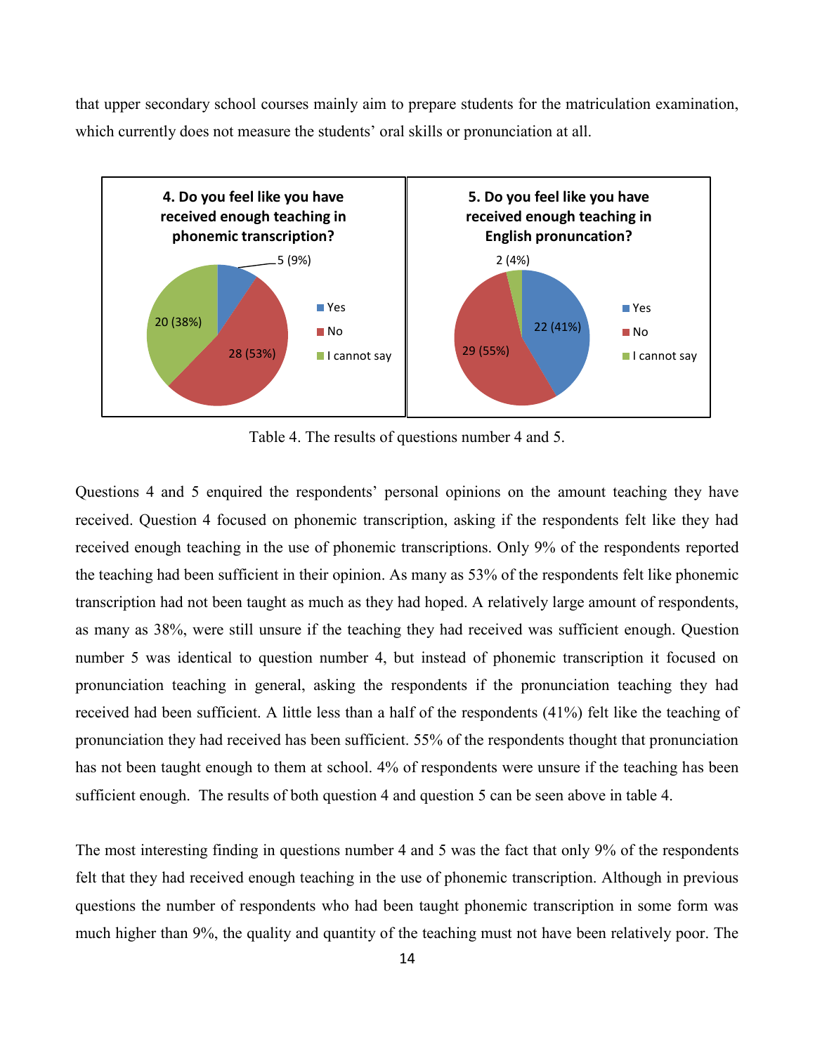that upper secondary school courses mainly aim to prepare students for the matriculation examination, which currently does not measure the students' oral skills or pronunciation at all.

**4. Do you feel like you have received enough teaching in phonemic transcription?**

5 (9%)
28 (53%)
20 (38%)

Yes
No
I cannot say

**5. Do you feel like you have received enough teaching in English pronuncation?**

2 (4%)
22 (41%)
29 (55%)

Yes
No
I cannot say

Table 4. The results of questions number 4 and 5.

Questions 4 and 5 enquired the respondents' personal opinions on the amount teaching they have received. Question 4 focused on phonemic transcription, asking if the respondents felt like they had received enough teaching in the use of phonemic transcriptions. Only 9% of the respondents reported the teaching had been sufficient in their opinion. As many as 53% of the respondents felt like phonemic transcription had not been taught as much as they had hoped. A relatively large amount of respondents, as many as 38%, were still unsure if the teaching they had received was sufficient enough. Question number 5 was identical to question number 4, but instead of phonemic transcription it focused on pronunciation teaching in general, asking the respondents if the pronunciation teaching they had received had been sufficient. A little less than a half of the respondents (41%) felt like the teaching of pronunciation they had received has been sufficient. 55% of the respondents thought that pronunciation has not been taught enough to them at school. 4% of respondents were unsure if the teaching has been sufficient enough. The results of both question 4 and question 5 can be seen above in table 4.

The most interesting finding in questions number 4 and 5 was the fact that only 9% of the respondents felt that they had received enough teaching in the use of phonemic transcription. Although in previous questions the number of respondents who had been taught phonemic transcription in some form was much higher than 9%, the quality and quantity of the teaching must not have been relatively poor. The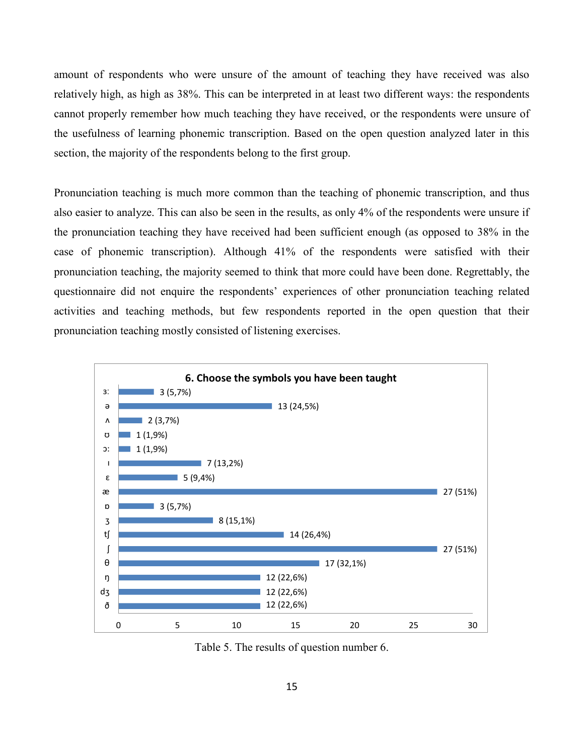amount of respondents who were unsure of the amount of teaching they have received was also relatively high, as high as 38%. This can be interpreted in at least two different ways: the respondents cannot properly remember how much teaching they have received, or the respondents were unsure of the usefulness of learning phonemic transcription. Based on the open question analyzed later in this section, the majority of the respondents belong to the first group.

Pronunciation teaching is much more common than the teaching of phonemic transcription, and thus also easier to analyze. This can also be seen in the results, as only 4% of the respondents were unsure if the pronunciation teaching they have received had been sufficient enough (as opposed to 38% in the case of phonemic transcription). Although 41% of the respondents were satisfied with their pronunciation teaching, the majority seemed to think that more could have been done. Regrettably, the questionnaire did not enquire the respondents' experiences of other pronunciation teaching related activities and teaching methods, but few respondents reported in the open question that their pronunciation teaching mostly consisted of listening exercises.

**6. Choose the symbols you have been taught**

ɜː 3 (5,7%)
ə 13 (24,5%)
ʌ 2 (3,7%)
ʊ 1 (1,9%)
ɔː 1 (1,9%)
ɪ 7 (13,2%)
ɛ 5 (9,4%)
æ 27 (51%)
ɒ 3 (5,7%)
ʒ 8 (15,1%)
tʃ 14 (26,4%)
ʃ 27 (51%)
θ 17 (32,1%)
ŋ 12 (22,6%)
dʒ 12 (22,6%)
ð 12 (22,6%)

0 5 10 15 20 25 30

Table 5. The results of question number 6.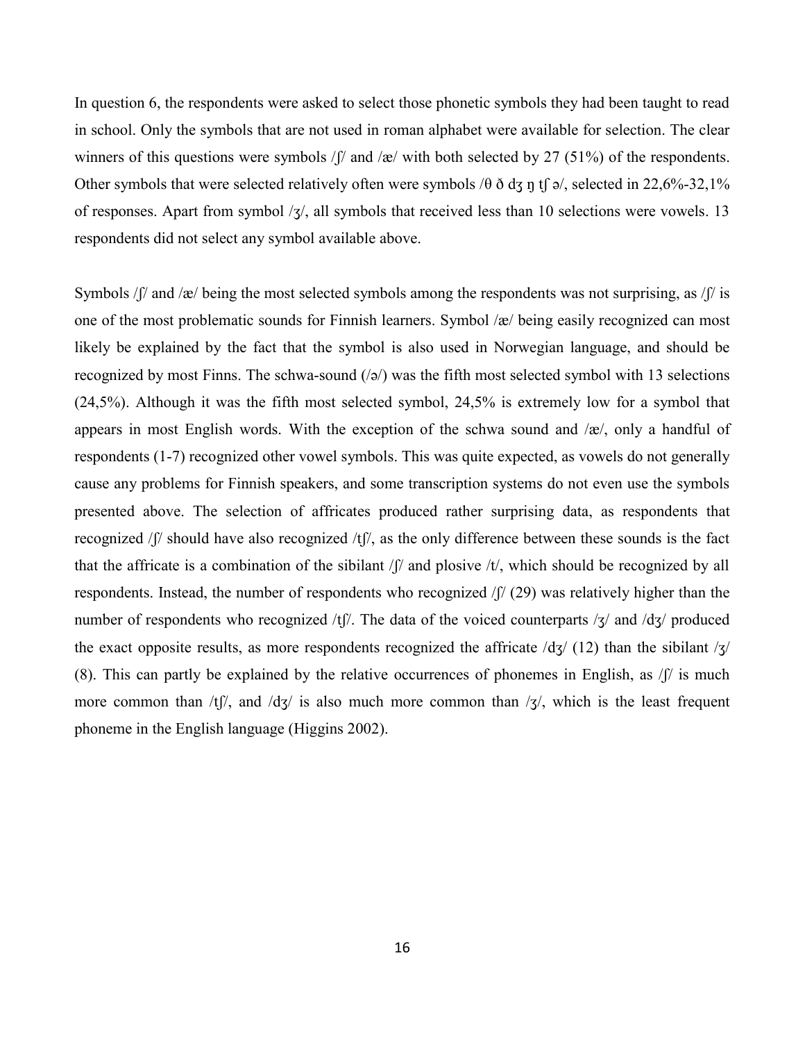In question 6, the respondents were asked to select those phonetic symbols they had been taught to read in school. Only the symbols that are not used in roman alphabet were available for selection. The clear winners of this questions were symbols /ʃ/ and /æ/ with both selected by 27 (51%) of the respondents. Other symbols that were selected relatively often were symbols /θ ð dʒ ŋ tʃ ə/, selected in 22,6%-32,1% of responses. Apart from symbol /ʒ/, all symbols that received less than 10 selections were vowels. 13 respondents did not select any symbol available above.

Symbols /ʃ/ and /æ/ being the most selected symbols among the respondents was not surprising, as /ʃ/ is one of the most problematic sounds for Finnish learners. Symbol /æ/ being easily recognized can most likely be explained by the fact that the symbol is also used in Norwegian language, and should be recognized by most Finns. The schwa-sound (/ə/) was the fifth most selected symbol with 13 selections (24,5%). Although it was the fifth most selected symbol, 24,5% is extremely low for a symbol that appears in most English words. With the exception of the schwa sound and /æ/, only a handful of respondents (1-7) recognized other vowel symbols. This was quite expected, as vowels do not generally cause any problems for Finnish speakers, and some transcription systems do not even use the symbols presented above. The selection of affricates produced rather surprising data, as respondents that recognized /ʃ/ should have also recognized /tʃ/, as the only difference between these sounds is the fact that the affricate is a combination of the sibilant /ʃ/ and plosive /t/, which should be recognized by all respondents. Instead, the number of respondents who recognized /ʃ/ (29) was relatively higher than the number of respondents who recognized /tʃ/. The data of the voiced counterparts /ʒ/ and /dʒ/ produced the exact opposite results, as more respondents recognized the affricate /dʒ/ (12) than the sibilant /ʒ/ (8). This can partly be explained by the relative occurrences of phonemes in English, as /ʃ/ is much more common than /tʃ/, and /dʒ/ is also much more common than /ʒ/, which is the least frequent phoneme in the English language (Higgins 2002).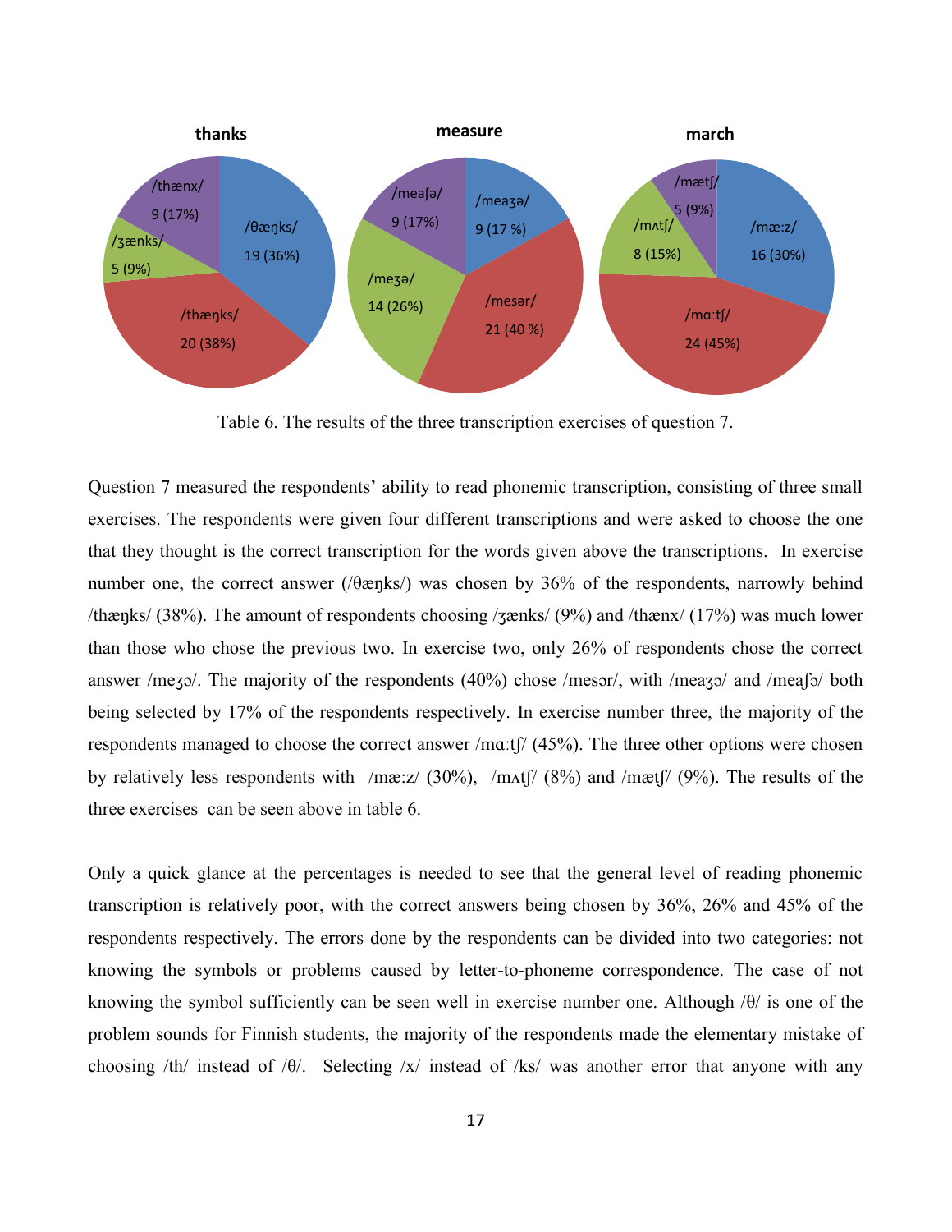thanks

/θæŋks/
19 (36%)

/thæŋks/
20 (38%)

/ʒænks/
5 (9%)

/thænx/
9 (17%)

measure

/meaʒə/
9 (17 %)

/mesər/
21 (40 %)

/meʒə/
14 (26%)

/meaʃə/
9 (17%)

march

/mæ:z/
16 (30%)

/mɑ:tʃ/
24 (45%)

/mʌtʃ/
8 (15%)

/mætʃ/
5 (9%)

Table 6. The results of the three transcription exercises of question 7.

Question 7 measured the respondents' ability to read phonemic transcription, consisting of three small exercises. The respondents were given four different transcriptions and were asked to choose the one that they thought is the correct transcription for the words given above the transcriptions. In exercise number one, the correct answer (/θæŋks/) was chosen by 36% of the respondents, narrowly behind /thæŋks/ (38%). The amount of respondents choosing /ʒænks/ (9%) and /thænx/ (17%) was much lower than those who chose the previous two. In exercise two, only 26% of respondents chose the correct answer /meʒə/. The majority of the respondents (40%) chose /mesər/, with /meaʒə/ and /meaʃə/ both being selected by 17% of the respondents respectively. In exercise number three, the majority of the respondents managed to choose the correct answer /mɑːtʃ/ (45%). The three other options were chosen by relatively less respondents with /mæ:z/ (30%), /mʌtʃ/ (8%) and /mætʃ/ (9%). The results of the three exercises can be seen above in table 6.

Only a quick glance at the percentages is needed to see that the general level of reading phonemic transcription is relatively poor, with the correct answers being chosen by 36%, 26% and 45% of the respondents respectively. The errors done by the respondents can be divided into two categories: not knowing the symbols or problems caused by letter-to-phoneme correspondence. The case of not knowing the symbol sufficiently can be seen well in exercise number one. Although /θ/ is one of the problem sounds for Finnish students, the majority of the respondents made the elementary mistake of choosing /th/ instead of /θ/. Selecting /x/ instead of /ks/ was another error that anyone with any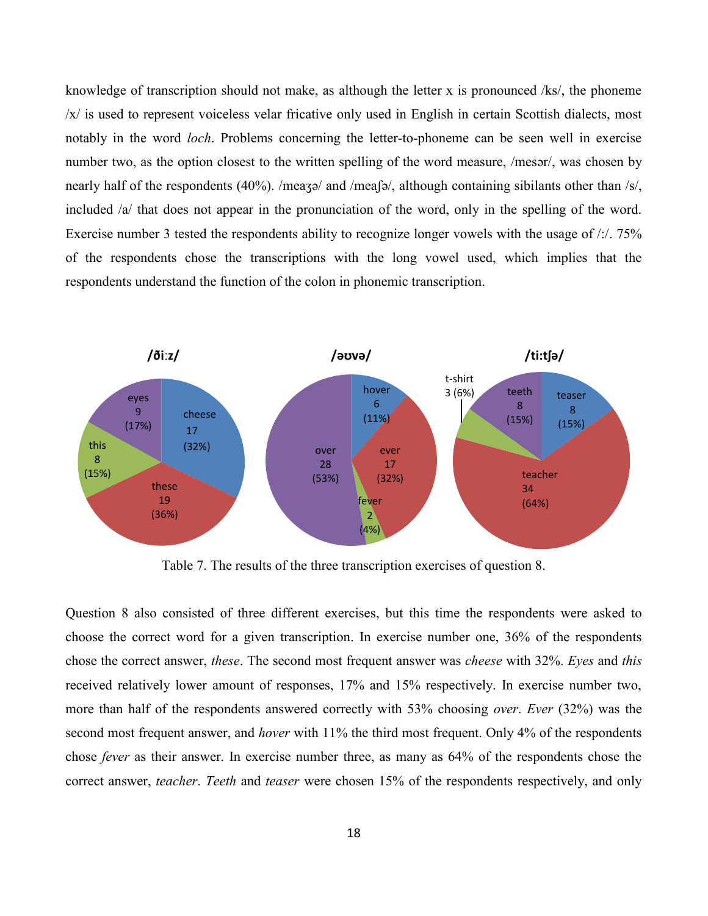knowledge of transcription should not make, as although the letter x is pronounced /ks/, the phoneme /x/ is used to represent voiceless velar fricative only used in English in certain Scottish dialects, most notably in the word *loch*. Problems concerning the letter-to-phoneme can be seen well in exercise number two, as the option closest to the written spelling of the word measure, /mesər/, was chosen by nearly half of the respondents (40%). /meaʒə/ and /meaʃə/, although containing sibilants other than /s/, included /a/ that does not appear in the pronunciation of the word, only in the spelling of the word. Exercise number 3 tested the respondents ability to recognize longer vowels with the usage of /:/. 75% of the respondents chose the transcriptions with the long vowel used, which implies that the respondents understand the function of the colon in phonemic transcription.

**/ðiːz/**

cheese
17
(32%)

these
19
(36%)

this
8
(15%)

eyes
9
(17%)

**/əʊvə/**

hover
6
(11%)

ever
17
(32%)

fever
2
(4%)

over
28
(53%)

**/ti:tʃə/**

teaser
8
(15%)

teacher
34
(64%)

t-shirt
3 (6%)

teeth
8
(15%)

Table 7. The results of the three transcription exercises of question 8.

Question 8 also consisted of three different exercises, but this time the respondents were asked to choose the correct word for a given transcription. In exercise number one, 36% of the respondents chose the correct answer, *these*. The second most frequent answer was *cheese* with 32%. *Eyes* and *this* received relatively lower amount of responses, 17% and 15% respectively. In exercise number two, more than half of the respondents answered correctly with 53% choosing *over*. *Ever* (32%) was the second most frequent answer, and *hover* with 11% the third most frequent. Only 4% of the respondents chose *fever* as their answer. In exercise number three, as many as 64% of the respondents chose the correct answer, *teacher*. *Teeth* and *teaser* were chosen 15% of the respondents respectively, and only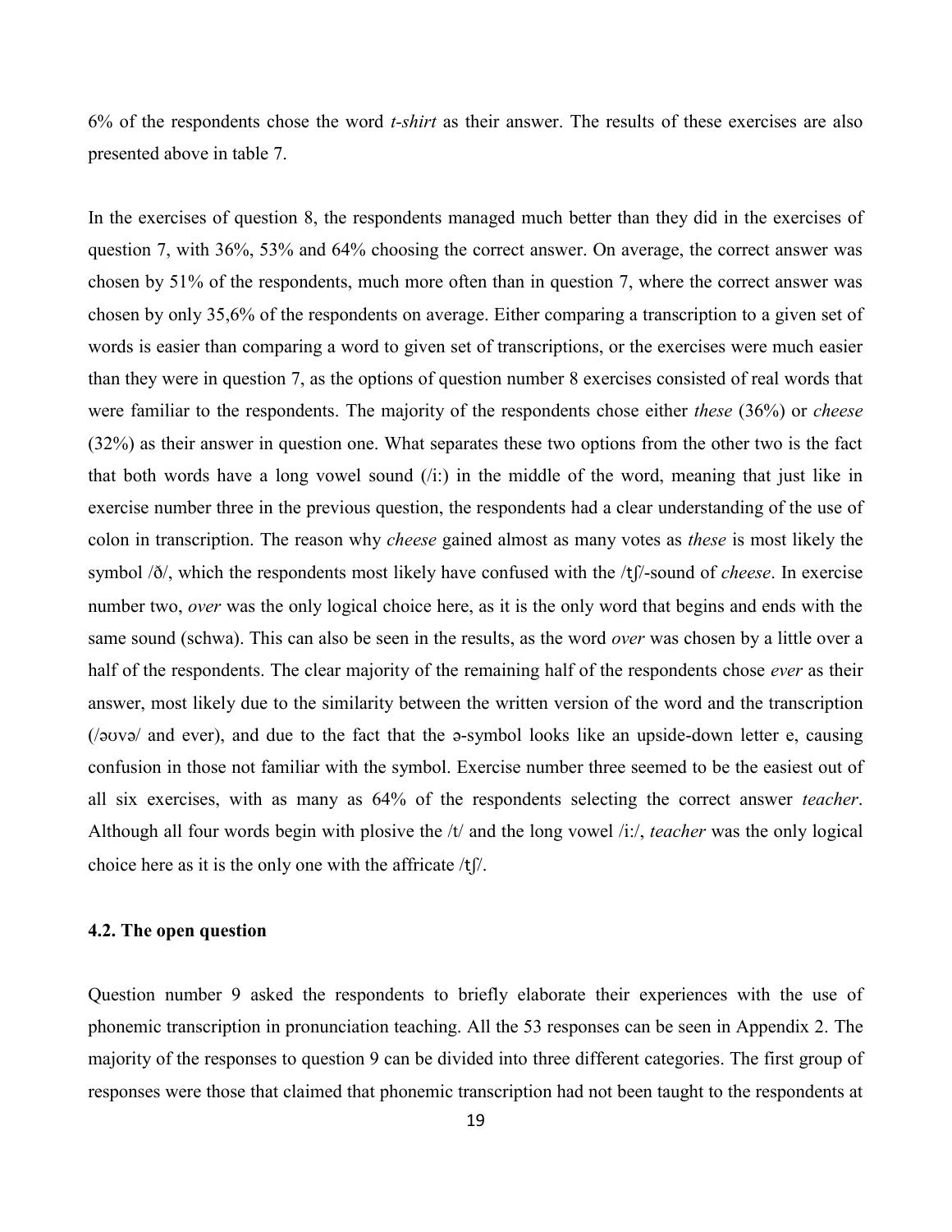6% of the respondents chose the word *t-shirt* as their answer. The results of these exercises are also presented above in table 7.

In the exercises of question 8, the respondents managed much better than they did in the exercises of question 7, with 36%, 53% and 64% choosing the correct answer. On average, the correct answer was chosen by 51% of the respondents, much more often than in question 7, where the correct answer was chosen by only 35,6% of the respondents on average. Either comparing a transcription to a given set of words is easier than comparing a word to given set of transcriptions, or the exercises were much easier than they were in question 7, as the options of question number 8 exercises consisted of real words that were familiar to the respondents. The majority of the respondents chose either *these* (36%) or *cheese* (32%) as their answer in question one. What separates these two options from the other two is the fact that both words have a long vowel sound (/iː/) in the middle of the word, meaning that just like in exercise number three in the previous question, the respondents had a clear understanding of the use of colon in transcription. The reason why *cheese* gained almost as many votes as *these* is most likely the symbol /ð/, which the respondents most likely have confused with the /tʃ/-sound of *cheese*. In exercise number two, *over* was the only logical choice here, as it is the only word that begins and ends with the same sound (schwa). This can also be seen in the results, as the word *over* was chosen by a little over a half of the respondents. The clear majority of the remaining half of the respondents chose *ever* as their answer, most likely due to the similarity between the written version of the word and the transcription (/əʊvə/ and ever), and due to the fact that the ə-symbol looks like an upside-down letter e, causing confusion in those not familiar with the symbol. Exercise number three seemed to be the easiest out of all six exercises, with as many as 64% of the respondents selecting the correct answer *teacher*. Although all four words begin with plosive the /t/ and the long vowel /iː/, *teacher* was the only logical choice here as it is the only one with the affricate /tʃ/.

### 4.2. The open question

Question number 9 asked the respondents to briefly elaborate their experiences with the use of phonemic transcription in pronunciation teaching. All the 53 responses can be seen in Appendix 2. The majority of the responses to question 9 can be divided into three different categories. The first group of responses were those that claimed that phonemic transcription had not been taught to the respondents at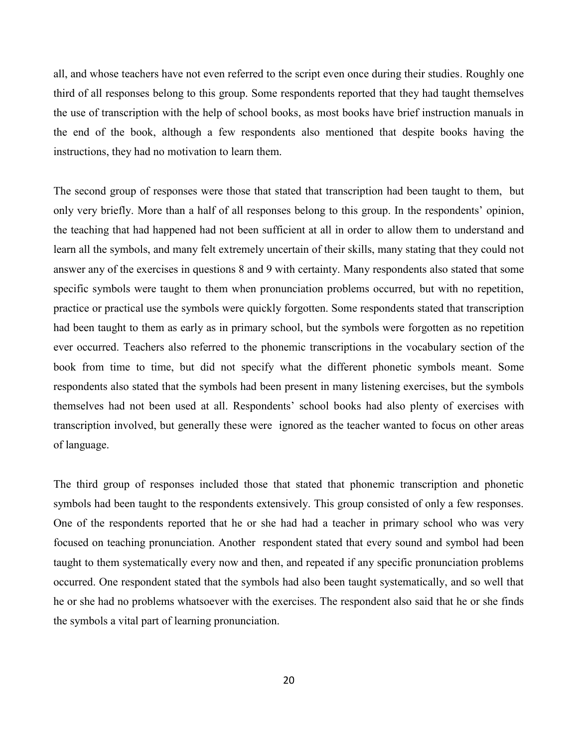all, and whose teachers have not even referred to the script even once during their studies. Roughly one third of all responses belong to this group. Some respondents reported that they had taught themselves the use of transcription with the help of school books, as most books have brief instruction manuals in the end of the book, although a few respondents also mentioned that despite books having the instructions, they had no motivation to learn them.

The second group of responses were those that stated that transcription had been taught to them, but only very briefly. More than a half of all responses belong to this group. In the respondents' opinion, the teaching that had happened had not been sufficient at all in order to allow them to understand and learn all the symbols, and many felt extremely uncertain of their skills, many stating that they could not answer any of the exercises in questions 8 and 9 with certainty. Many respondents also stated that some specific symbols were taught to them when pronunciation problems occurred, but with no repetition, practice or practical use the symbols were quickly forgotten. Some respondents stated that transcription had been taught to them as early as in primary school, but the symbols were forgotten as no repetition ever occurred. Teachers also referred to the phonemic transcriptions in the vocabulary section of the book from time to time, but did not specify what the different phonetic symbols meant. Some respondents also stated that the symbols had been present in many listening exercises, but the symbols themselves had not been used at all. Respondents' school books had also plenty of exercises with transcription involved, but generally these were ignored as the teacher wanted to focus on other areas of language.

The third group of responses included those that stated that phonemic transcription and phonetic symbols had been taught to the respondents extensively. This group consisted of only a few responses. One of the respondents reported that he or she had had a teacher in primary school who was very focused on teaching pronunciation. Another respondent stated that every sound and symbol had been taught to them systematically every now and then, and repeated if any specific pronunciation problems occurred. One respondent stated that the symbols had also been taught systematically, and so well that he or she had no problems whatsoever with the exercises. The respondent also said that he or she finds the symbols a vital part of learning pronunciation.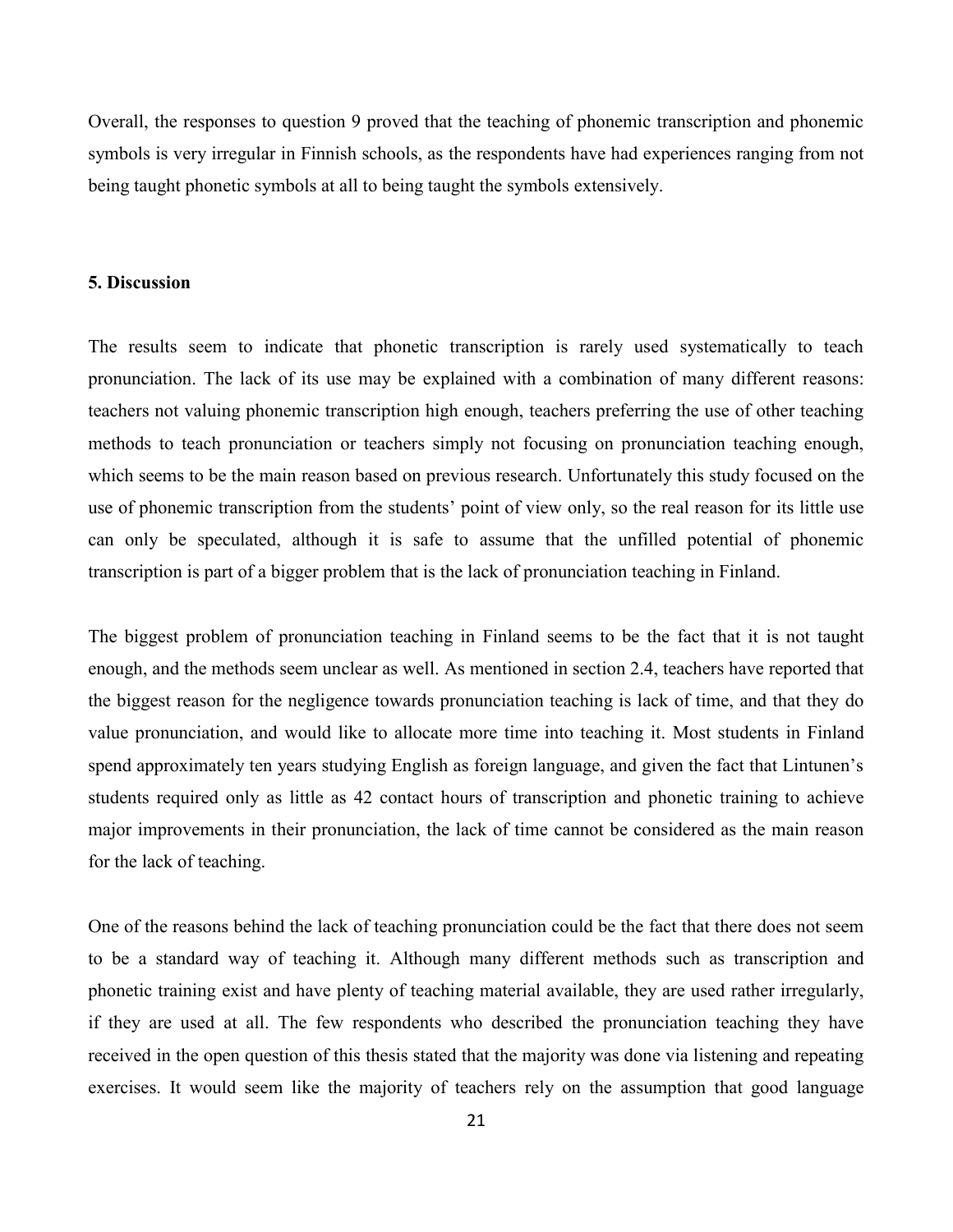Overall, the responses to question 9 proved that the teaching of phonemic transcription and phonemic symbols is very irregular in Finnish schools, as the respondents have had experiences ranging from not being taught phonetic symbols at all to being taught the symbols extensively.

## 5. Discussion

The results seem to indicate that phonetic transcription is rarely used systematically to teach pronunciation. The lack of its use may be explained with a combination of many different reasons: teachers not valuing phonemic transcription high enough, teachers preferring the use of other teaching methods to teach pronunciation or teachers simply not focusing on pronunciation teaching enough, which seems to be the main reason based on previous research. Unfortunately this study focused on the use of phonemic transcription from the students' point of view only, so the real reason for its little use can only be speculated, although it is safe to assume that the unfilled potential of phonemic transcription is part of a bigger problem that is the lack of pronunciation teaching in Finland.

The biggest problem of pronunciation teaching in Finland seems to be the fact that it is not taught enough, and the methods seem unclear as well. As mentioned in section 2.4, teachers have reported that the biggest reason for the negligence towards pronunciation teaching is lack of time, and that they do value pronunciation, and would like to allocate more time into teaching it. Most students in Finland spend approximately ten years studying English as foreign language, and given the fact that Lintunen's students required only as little as 42 contact hours of transcription and phonetic training to achieve major improvements in their pronunciation, the lack of time cannot be considered as the main reason for the lack of teaching.

One of the reasons behind the lack of teaching pronunciation could be the fact that there does not seem to be a standard way of teaching it. Although many different methods such as transcription and phonetic training exist and have plenty of teaching material available, they are used rather irregularly, if they are used at all. The few respondents who described the pronunciation teaching they have received in the open question of this thesis stated that the majority was done via listening and repeating exercises. It would seem like the majority of teachers rely on the assumption that good language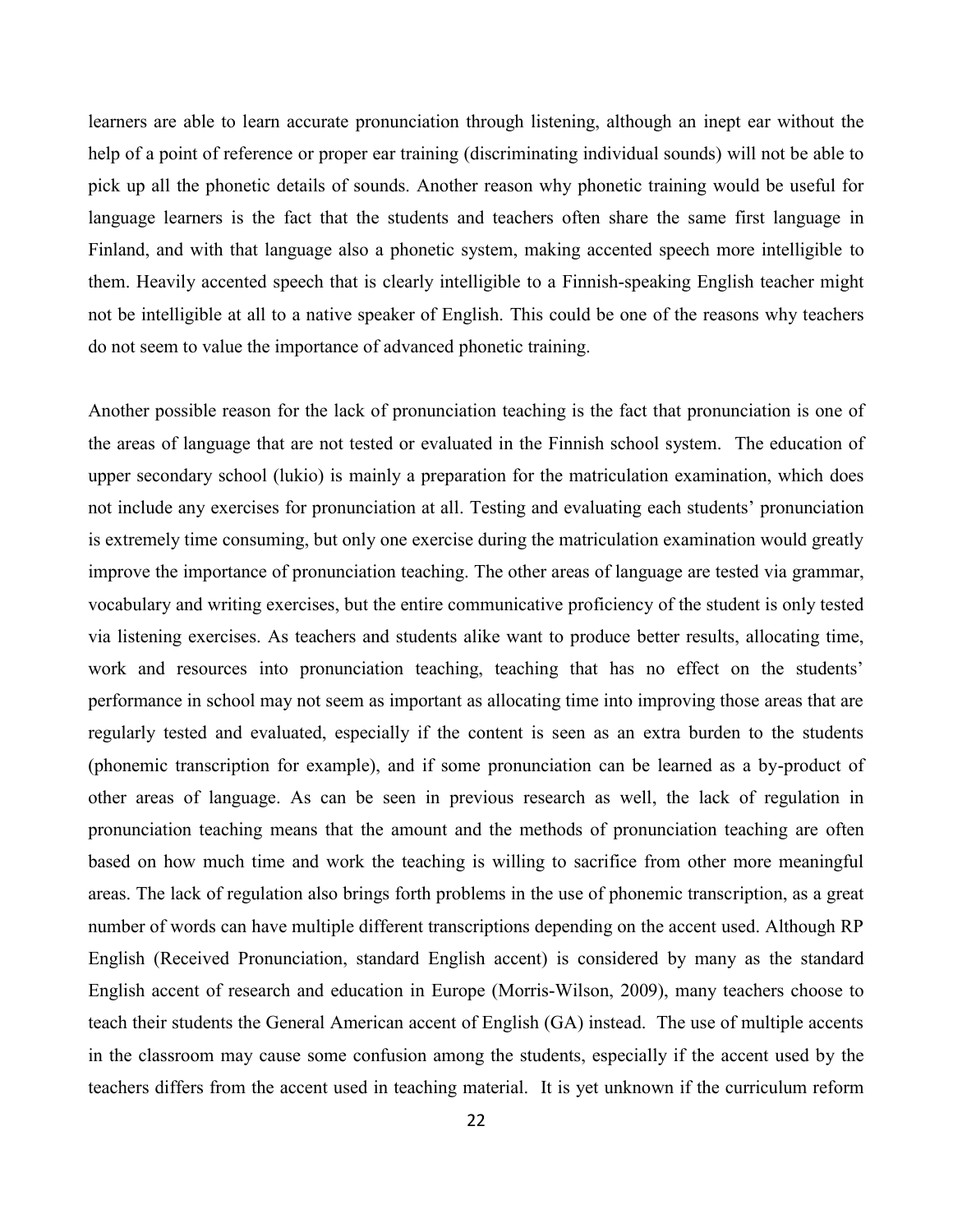learners are able to learn accurate pronunciation through listening, although an inept ear without the help of a point of reference or proper ear training (discriminating individual sounds) will not be able to pick up all the phonetic details of sounds. Another reason why phonetic training would be useful for language learners is the fact that the students and teachers often share the same first language in Finland, and with that language also a phonetic system, making accented speech more intelligible to them. Heavily accented speech that is clearly intelligible to a Finnish-speaking English teacher might not be intelligible at all to a native speaker of English. This could be one of the reasons why teachers do not seem to value the importance of advanced phonetic training.

Another possible reason for the lack of pronunciation teaching is the fact that pronunciation is one of the areas of language that are not tested or evaluated in the Finnish school system. The education of upper secondary school (lukio) is mainly a preparation for the matriculation examination, which does not include any exercises for pronunciation at all. Testing and evaluating each students' pronunciation is extremely time consuming, but only one exercise during the matriculation examination would greatly improve the importance of pronunciation teaching. The other areas of language are tested via grammar, vocabulary and writing exercises, but the entire communicative proficiency of the student is only tested via listening exercises. As teachers and students alike want to produce better results, allocating time, work and resources into pronunciation teaching, teaching that has no effect on the students' performance in school may not seem as important as allocating time into improving those areas that are regularly tested and evaluated, especially if the content is seen as an extra burden to the students (phonemic transcription for example), and if some pronunciation can be learned as a by-product of other areas of language. As can be seen in previous research as well, the lack of regulation in pronunciation teaching means that the amount and the methods of pronunciation teaching are often based on how much time and work the teaching is willing to sacrifice from other more meaningful areas. The lack of regulation also brings forth problems in the use of phonemic transcription, as a great number of words can have multiple different transcriptions depending on the accent used. Although RP English (Received Pronunciation, standard English accent) is considered by many as the standard English accent of research and education in Europe (Morris-Wilson, 2009), many teachers choose to teach their students the General American accent of English (GA) instead. The use of multiple accents in the classroom may cause some confusion among the students, especially if the accent used by the teachers differs from the accent used in teaching material. It is yet unknown if the curriculum reform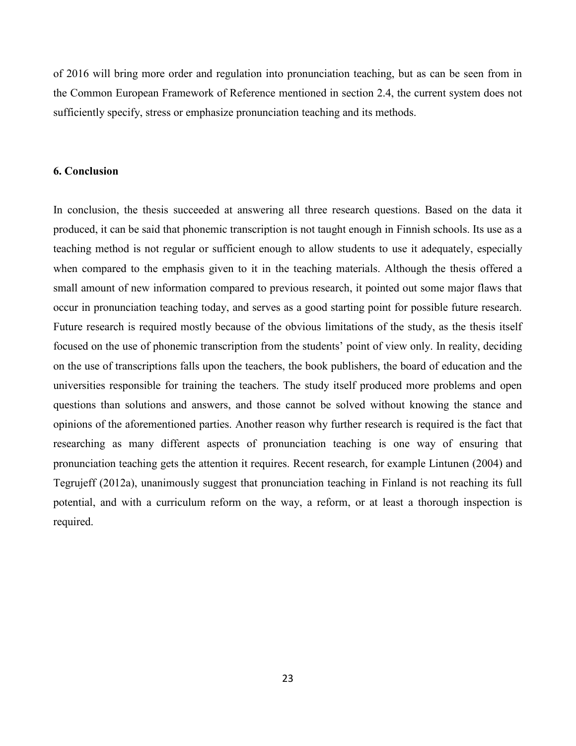of 2016 will bring more order and regulation into pronunciation teaching, but as can be seen from in the Common European Framework of Reference mentioned in section 2.4, the current system does not sufficiently specify, stress or emphasize pronunciation teaching and its methods.

## 6. Conclusion

In conclusion, the thesis succeeded at answering all three research questions. Based on the data it produced, it can be said that phonemic transcription is not taught enough in Finnish schools. Its use as a teaching method is not regular or sufficient enough to allow students to use it adequately, especially when compared to the emphasis given to it in the teaching materials. Although the thesis offered a small amount of new information compared to previous research, it pointed out some major flaws that occur in pronunciation teaching today, and serves as a good starting point for possible future research. Future research is required mostly because of the obvious limitations of the study, as the thesis itself focused on the use of phonemic transcription from the students' point of view only. In reality, deciding on the use of transcriptions falls upon the teachers, the book publishers, the board of education and the universities responsible for training the teachers. The study itself produced more problems and open questions than solutions and answers, and those cannot be solved without knowing the stance and opinions of the aforementioned parties. Another reason why further research is required is the fact that researching as many different aspects of pronunciation teaching is one way of ensuring that pronunciation teaching gets the attention it requires. Recent research, for example Lintunen (2004) and Tegrujeff (2012a), unanimously suggest that pronunciation teaching in Finland is not reaching its full potential, and with a curriculum reform on the way, a reform, or at least a thorough inspection is required.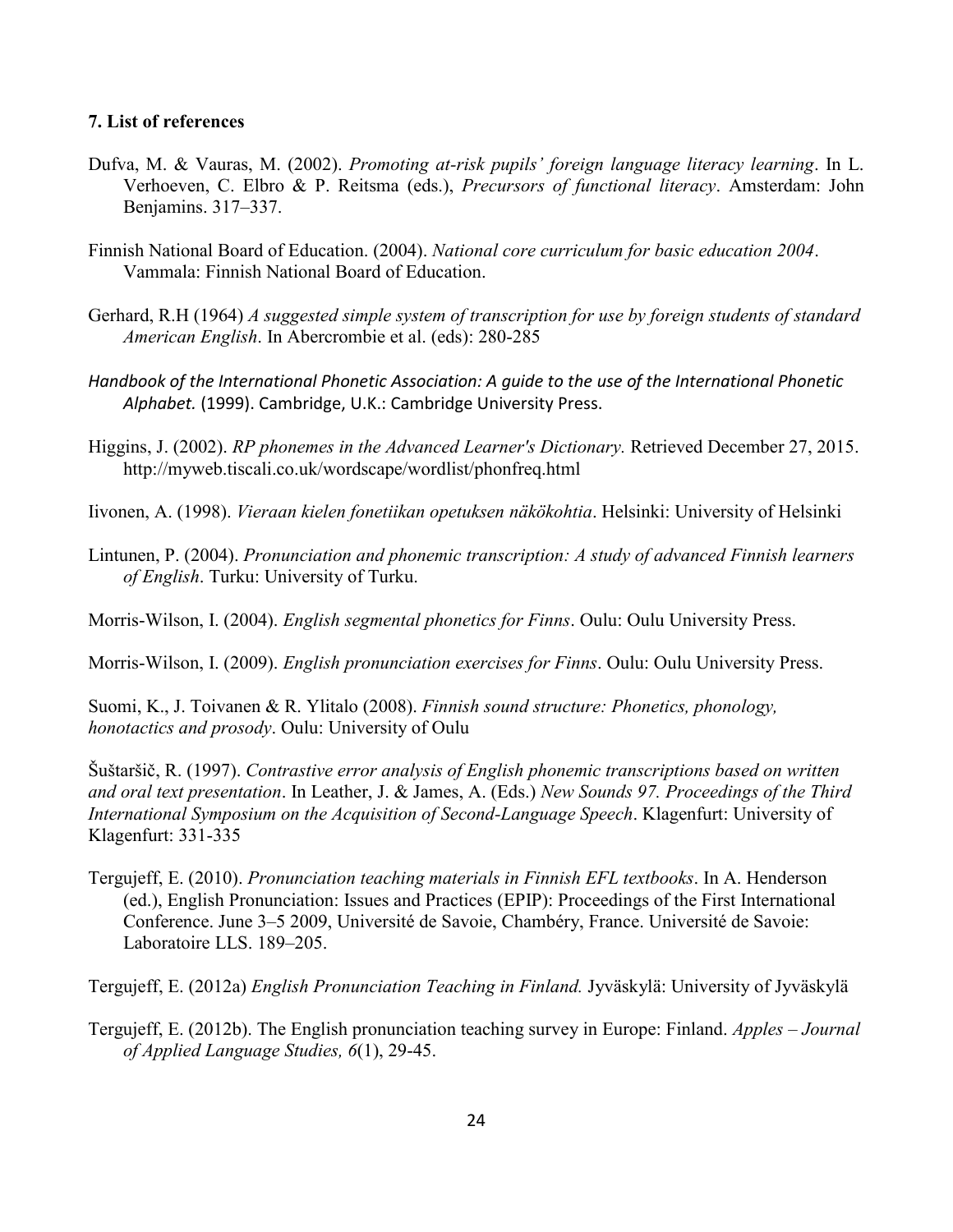## 7. List of references

Dufva, M. & Vauras, M. (2002). *Promoting at-risk pupils' foreign language literacy learning*. In L. Verhoeven, C. Elbro & P. Reitsma (eds.), *Precursors of functional literacy*. Amsterdam: John Benjamins. 317–337.

Finnish National Board of Education. (2004). *National core curriculum for basic education 2004*. Vammala: Finnish National Board of Education.

Gerhard, R.H (1964) *A suggested simple system of transcription for use by foreign students of standard American English*. In Abercrombie et al. (eds): 280-285

*Handbook of the International Phonetic Association: A guide to the use of the International Phonetic Alphabet.* (1999). Cambridge, U.K.: Cambridge University Press.

Higgins, J. (2002). *RP phonemes in the Advanced Learner's Dictionary.* Retrieved December 27, 2015. http://myweb.tiscali.co.uk/wordscape/wordlist/phonfreq.html

Iivonen, A. (1998). *Vieraan kielen fonetiikan opetuksen näkökohtia*. Helsinki: University of Helsinki

Lintunen, P. (2004). *Pronunciation and phonemic transcription: A study of advanced Finnish learners of English*. Turku: University of Turku.

Morris-Wilson, I. (2004). *English segmental phonetics for Finns*. Oulu: Oulu University Press.

Morris-Wilson, I. (2009). *English pronunciation exercises for Finns*. Oulu: Oulu University Press.

Suomi, K., J. Toivanen & R. Ylitalo (2008). *Finnish sound structure: Phonetics, phonology, honotactics and prosody*. Oulu: University of Oulu

Šuštaršič, R. (1997). *Contrastive error analysis of English phonemic transcriptions based on written and oral text presentation*. In Leather, J. & James, A. (Eds.) *New Sounds 97. Proceedings of the Third International Symposium on the Acquisition of Second-Language Speech*. Klagenfurt: University of Klagenfurt: 331-335

Tergujeff, E. (2010). *Pronunciation teaching materials in Finnish EFL textbooks*. In A. Henderson (ed.), English Pronunciation: Issues and Practices (EPIP): Proceedings of the First International Conference. June 3–5 2009, Université de Savoie, Chambéry, France. Université de Savoie: Laboratoire LLS. 189–205.

Tergujeff, E. (2012a) *English Pronunciation Teaching in Finland.* Jyväskylä: University of Jyväskylä

Tergujeff, E. (2012b). The English pronunciation teaching survey in Europe: Finland. *Apples – Journal of Applied Language Studies, 6*(1), 29-45.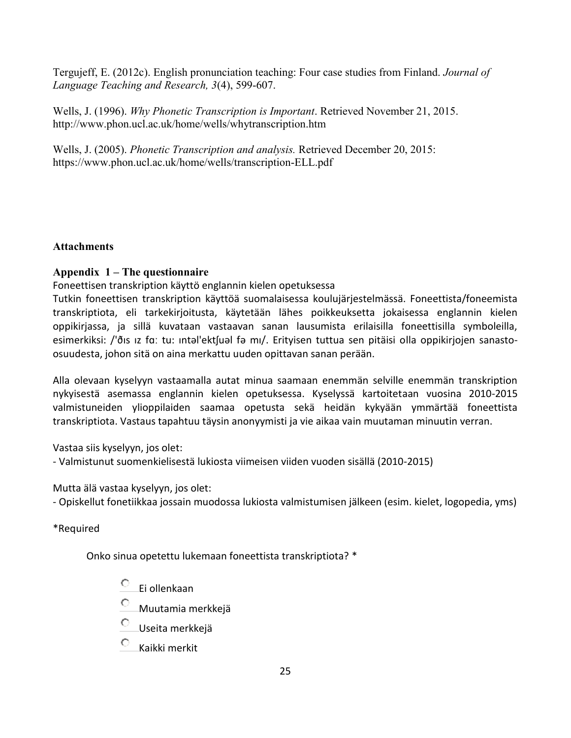Tergujeff, E. (2012c). English pronunciation teaching: Four case studies from Finland. *Journal of Language Teaching and Research, 3*(4), 599-607.

Wells, J. (1996). *Why Phonetic Transcription is Important*. Retrieved November 21, 2015. http://www.phon.ucl.ac.uk/home/wells/whytranscription.htm

Wells, J. (2005). *Phonetic Transcription and analysis.* Retrieved December 20, 2015: https://www.phon.ucl.ac.uk/home/wells/transcription-ELL.pdf

## Attachments

### Appendix 1 – The questionnaire

Foneettisen transkription käyttö englannin kielen opetuksessa

Tutkin foneettisen transkription käyttöä suomalaisessa koulujärjestelmässä. Foneettista/foneemista transkriptiota, eli tarkekirjoitusta, käytetään lähes poikkeuksetta jokaisessa englannin kielen oppikirjassa, ja sillä kuvataan vastaavan sanan lausumista erilaisilla foneettisilla symboleilla, esimerkiksi: /'ðɪs ɪz fɑː tuː ɪntəl'ektʃuəl fə mɪ/. Erityisen tuttua sen pitäisi olla oppikirjojen sanasto-osuudesta, johon sitä on aina merkattu uuden opittavan sanan perään.

Alla olevaan kyselyyn vastaamalla autat minua saamaan enemmän selville enemmän transkription nykyisestä asemassa englannin kielen opetuksessa. Kyselyssä kartoitetaan vuosina 2010-2015 valmistuneiden ylioppilaiden saamaa opetusta sekä heidän kykyään ymmärtää foneettista transkriptiota. Vastaus tapahtuu täysin anonyymisti ja vie aikaa vain muutaman minuutin verran.

Vastaa siis kyselyyn, jos olet:

- Valmistunut suomenkielisestä lukiosta viimeisen viiden vuoden sisällä (2010-2015)

Mutta älä vastaa kyselyyn, jos olet:

- Opiskellut fonetiikkaa jossain muodossa lukiosta valmistumisen jälkeen (esim. kielet, logopedia, yms)

*Required

Onko sinua opetettu lukemaan foneettista transkriptiota? *

- Ei ollenkaan
- Muutamia merkkejä
- Useita merkkejä
- Kaikki merkit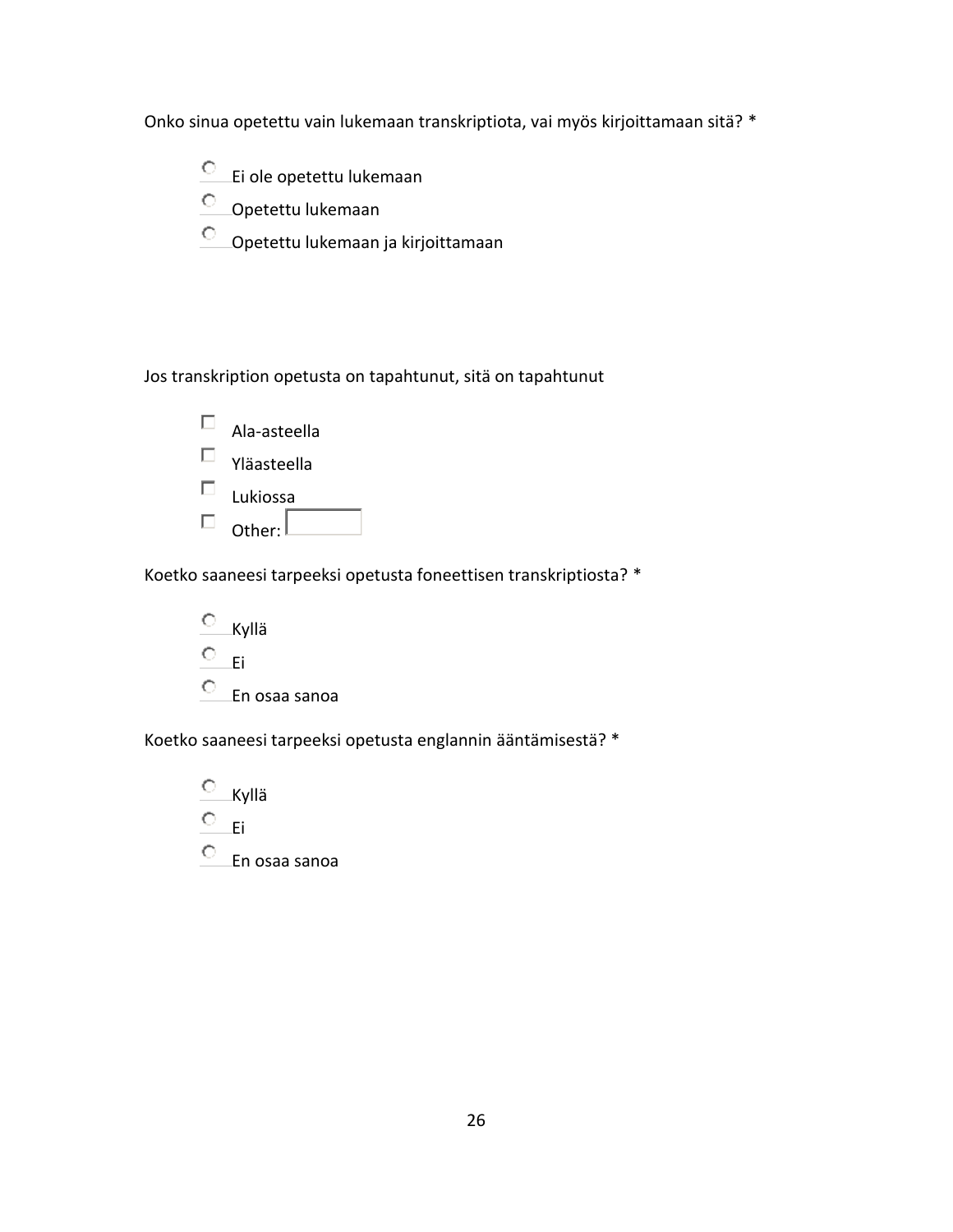Onko sinua opetettu vain lukemaan transkriptiota, vai myös kirjoittamaan sitä? *

- ○ Ei ole opetettu lukemaan
- ○ Opetettu lukemaan
- ○ Opetettu lukemaan ja kirjoittamaan

Jos transkription opetusta on tapahtunut, sitä on tapahtunut

- ☐ Ala-asteella
- ☐ Yläasteella
- ☐ Lukiossa
- ☐ Other: ______

Koetko saaneesi tarpeeksi opetusta foneettisen transkriptiosta? *

- ○ Kyllä
- ○ Ei
- ○ En osaa sanoa

Koetko saaneesi tarpeeksi opetusta englannin ääntämisestä? *

- ○ Kyllä
- ○ Ei
- ○ En osaa sanoa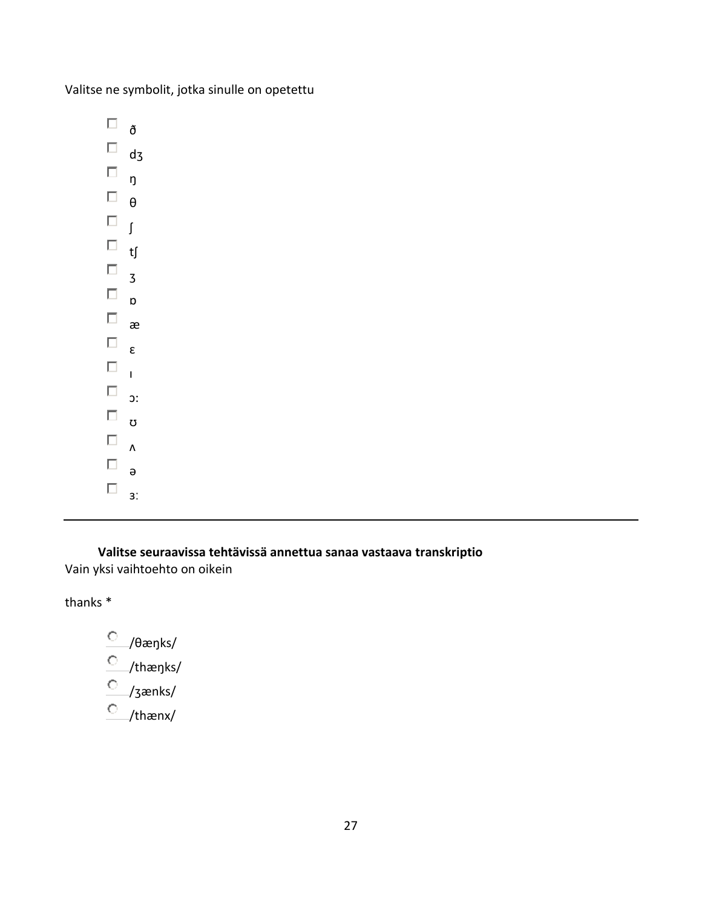Valitse ne symbolit, jotka sinulle on opetettu

- ☐ ð
- ☐ dʒ
- ☐ ŋ
- ☐ θ
- ☐ ʃ
- ☐ tʃ
- ☐ ʒ
- ☐ ɒ
- ☐ æ
- ☐ ɛ
- ☐ ɪ
- ☐ ɔː
- ☐ ʊ
- ☐ ʌ
- ☐ ə
- ☐ ɜː

---

**Valitse seuraavissa tehtävissä annettua sanaa vastaava transkriptio**

Vain yksi vaihtoehto on oikein

thanks *

- ○ /θæŋks/
- ○ /thæŋks/
- ○ /ʒænks/
- ○ /thænx/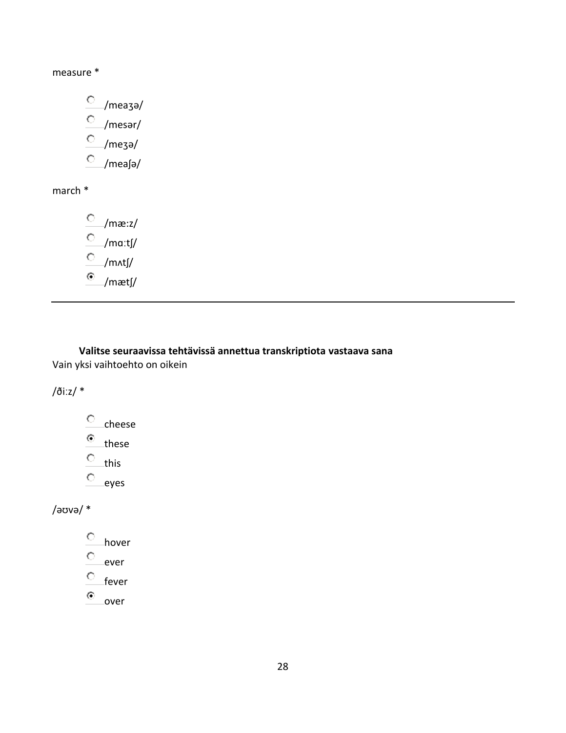measure *

- ○ /meaʒə/
- ○ /mesər/
- ○ /meʒə/
- ○ /meaʃə/

march *

- ○ /mæːz/
- ○ /mɑːtʃ/
- ○ /mʌtʃ/
- ◉ /mætʃ/

---

**Valitse seuraavissa tehtävissä annettua transkriptiota vastaava sana**
Vain yksi vaihtoehto on oikein

/ðiːz/ *

- ○ cheese
- ◉ these
- ○ this
- ○ eyes

/əʊvə/ *

- ○ hover
- ○ ever
- ○ fever
- ◉ over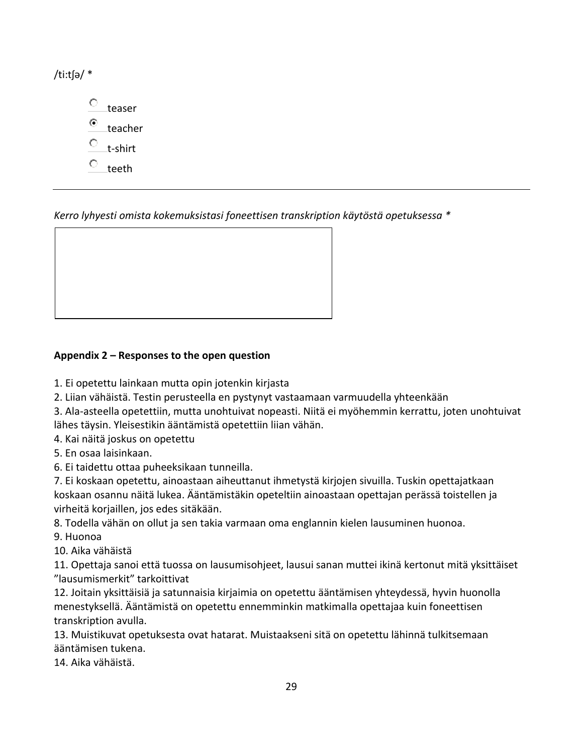/ti:tʃə/ *

- ○ teaser
- ◉ teacher
- ○ t-shirt
- ○ teeth

---

*Kerro lyhyesti omista kokemuksistasi foneettisen transkription käytöstä opetuksessa* *

**Appendix 2 – Responses to the open question**

1. Ei opetettu lainkaan mutta opin jotenkin kirjasta
2. Liian vähäistä. Testin perusteella en pystynyt vastaamaan varmuudella yhteenkään
3. Ala-asteella opetettiin, mutta unohtuivat nopeasti. Niitä ei myöhemmin kerrattu, joten unohtuivat lähes täysin. Yleisestikin ääntämistä opetettiin liian vähän.
4. Kai näitä joskus on opetettu
5. En osaa laisinkaan.
6. Ei taidettu ottaa puheeksikaan tunneilla.
7. Ei koskaan opetettu, ainoastaan aiheuttanut ihmetystä kirjojen sivuilla. Tuskin opettajatkaan koskaan osannu näitä lukea. Ääntämistäkin opeteltiin ainoastaan opettajan perässä toistellen ja virheitä korjaillen, jos edes sitäkään.
8. Todella vähän on ollut ja sen takia varmaan oma englannin kielen lausuminen huonoa.
9. Huonoa
10. Aika vähäistä
11. Opettaja sanoi että tuossa on lausumisohjeet, lausui sanan muttei ikinä kertonut mitä yksittäiset "lausumismerkit" tarkoittivat
12. Joitain yksittäisiä ja satunnaisia kirjaimia on opetettu ääntämisen yhteydessä, hyvin huonolla menestyksellä. Ääntämistä on opetettu ennemminkin matkimalla opettajaa kuin foneettisen transkription avulla.
13. Muistikuvat opetuksesta ovat hatarat. Muistaakseni sitä on opetettu lähinnä tulkitsemaan ääntämisen tukena.
14. Aika vähäistä.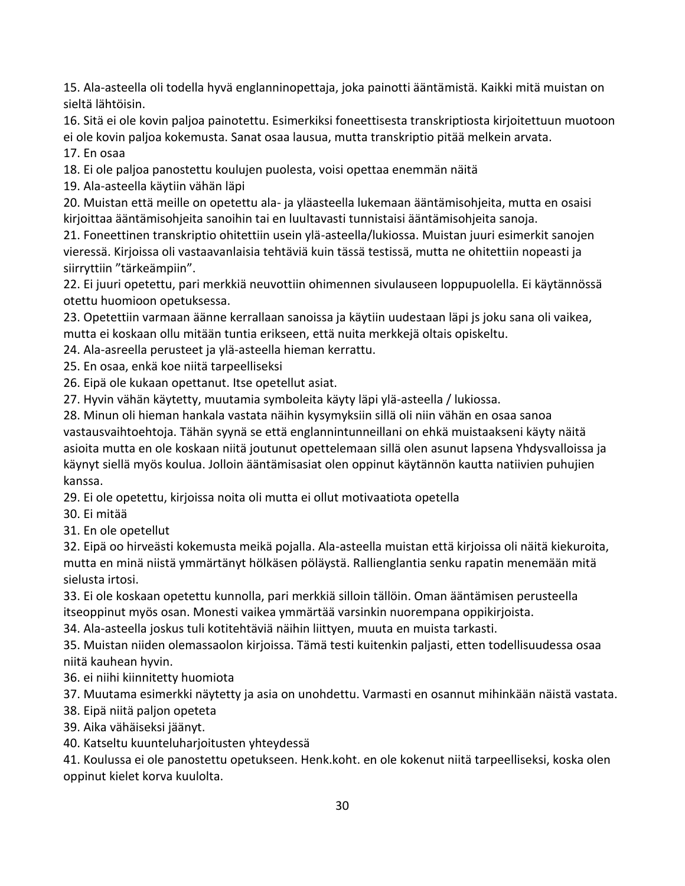15. Ala-asteella oli todella hyvä englanninopettaja, joka painotti ääntämistä. Kaikki mitä muistan on sieltä lähtöisin.
16. Sitä ei ole kovin paljoa painotettu. Esimerkiksi foneettisesta transkriptiosta kirjoitettuun muotoon ei ole kovin paljoa kokemusta. Sanat osaa lausua, mutta transkriptio pitää melkein arvata.
17. En osaa
18. Ei ole paljoa panostettu koulujen puolesta, voisi opettaa enemmän näitä
19. Ala-asteella käytiin vähän läpi
20. Muistan että meille on opetettu ala- ja yläasteella lukemaan ääntämisohjeita, mutta en osaisi kirjoittaa ääntämisohjeita sanoihin tai en luultavasti tunnistaisi ääntämisohjeita sanoja.
21. Foneettinen transkriptio ohitettiin usein ylä-asteella/lukiossa. Muistan juuri esimerkit sanojen vieressä. Kirjoissa oli vastaavanlaisia tehtäviä kuin tässä testissä, mutta ne ohitettiin nopeasti ja siirryttiin "tärkeämpiin".
22. Ei juuri opetettu, pari merkkiä neuvottiin ohimennen sivulauseen loppupuolella. Ei käytännössä otettu huomioon opetuksessa.
23. Opetettiin varmaan äänne kerrallaan sanoissa ja käytiin uudestaan läpi js joku sana oli vaikea, mutta ei koskaan ollu mitään tuntia erikseen, että nuita merkkejä oltais opiskeltu.
24. Ala-asreella perusteet ja ylä-asteella hieman kerrattu.
25. En osaa, enkä koe niitä tarpeelliseksi
26. Eipä ole kukaan opettanut. Itse opetellut asiat.
27. Hyvin vähän käytetty, muutamia symboleita käyty läpi ylä-asteella / lukiossa.
28. Minun oli hieman hankala vastata näihin kysymyksiin sillä oli niin vähän en osaa sanoa vastausvaihtoehtoja. Tähän syynä se että englannintunneillani on ehkä muistaakseni käyty näitä asioita mutta en ole koskaan niitä joutunut opettelemaan sillä olen asunut lapsena Yhdysvalloissa ja käynyt siellä myös koulua. Jolloin ääntämisasiat olen oppinut käytännön kautta natiivien puhujien kanssa.
29. Ei ole opetettu, kirjoissa noita oli mutta ei ollut motivaatiota opetella
30. Ei mitää
31. En ole opetellut
32. Eipä oo hirveästi kokemusta meikä pojalla. Ala-asteella muistan että kirjoissa oli näitä kiekuroita, mutta en minä niistä ymmärtänyt hölkäsen pöläystä. Rallienglantia senku rapatin menemään mitä sielusta irtosi.
33. Ei ole koskaan opetettu kunnolla, pari merkkiä silloin tällöin. Oman ääntämisen perusteella itseoppinut myös osan. Monesti vaikea ymmärtää varsinkin nuorempana oppikirjoista.
34. Ala-asteella joskus tuli kotitehtäviä näihin liittyen, muuta en muista tarkasti.
35. Muistan niiden olemassaolon kirjoissa. Tämä testi kuitenkin paljasti, etten todellisuudessa osaa niitä kauhean hyvin.
36. ei niihi kiinnitetty huomiota
37. Muutama esimerkki näytetty ja asia on unohdettu. Varmasti en osannut mihinkään näistä vastata.
38. Eipä niitä paljon opeteta
39. Aika vähäiseksi jäänyt.
40. Katseltu kuunteluharjoitusten yhteydessä
41. Koulussa ei ole panostettu opetukseen. Henk.koht. en ole kokenut niitä tarpeelliseksi, koska olen oppinut kielet korva kuulolta.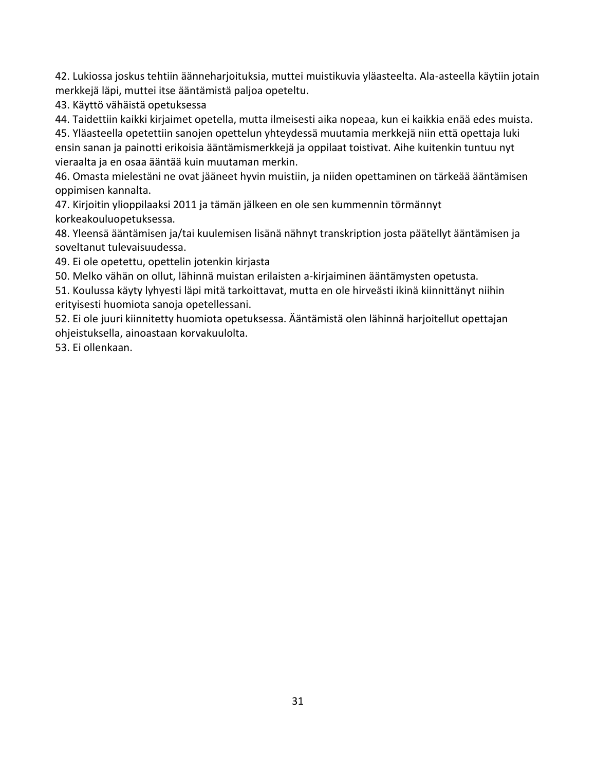42. Lukiossa joskus tehtiin äänneharjoituksia, muttei muistikuvia yläasteelta. Ala-asteella käytiin jotain merkkejä läpi, muttei itse ääntämistä paljoa opeteltu.
43. Käyttö vähäistä opetuksessa
44. Taidettiin kaikki kirjaimet opetella, mutta ilmeisesti aika nopeaa, kun ei kaikkia enää edes muista.
45. Yläasteella opetettiin sanojen opettelun yhteydessä muutamia merkkejä niin että opettaja luki ensin sanan ja painotti erikoisia ääntämismerkkejä ja oppilaat toistivat. Aihe kuitenkin tuntuu nyt vieraalta ja en osaa ääntää kuin muutaman merkin.
46. Omasta mielestäni ne ovat jääneet hyvin muistiin, ja niiden opettaminen on tärkeää ääntämisen oppimisen kannalta.
47. Kirjoitin ylioppilaaksi 2011 ja tämän jälkeen en ole sen kummennin törmännyt korkeakouluopetuksessa.
48. Yleensä ääntämisen ja/tai kuulemisen lisänä nähnyt transkription josta päätellyt ääntämisen ja soveltanut tulevaisuudessa.
49. Ei ole opetettu, opettelin jotenkin kirjasta
50. Melko vähän on ollut, lähinnä muistan erilaisten a-kirjaiminen ääntämysten opetusta.
51. Koulussa käyty lyhyesti läpi mitä tarkoittavat, mutta en ole hirveästi ikinä kiinnittänyt niihin erityisesti huomiota sanoja opetellessani.
52. Ei ole juuri kiinnitetty huomiota opetuksessa. Ääntämistä olen lähinnä harjoitellut opettajan ohjeistuksella, ainoastaan korvakuulolta.
53. Ei ollenkaan.